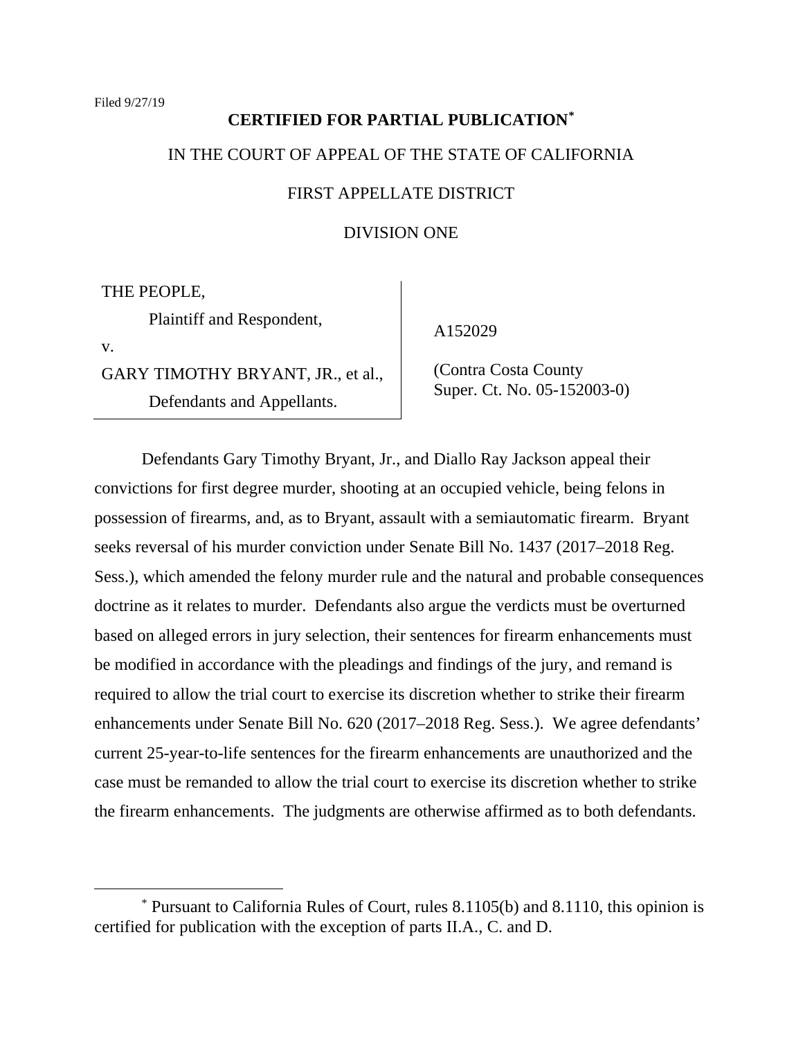Filed 9/27/19

**CERTIFIED FOR PARTIAL PUBLICATION[*]**

IN THE COURT OF APPEAL OF THE STATE OF CALIFORNIA

FIRST APPELLATE DISTRICT

DIVISION ONE

| | |
|---|---|
| THE PEOPLE,<br>Plaintiff and Respondent,<br>v.<br>GARY TIMOTHY BRYANT, JR., et al.,<br>Defendants and Appellants. | A152029<br><br>(Contra Costa County<br>Super. Ct. No. 05-152003-0) |

Defendants Gary Timothy Bryant, Jr., and Diallo Ray Jackson appeal their convictions for first degree murder, shooting at an occupied vehicle, being felons in possession of firearms, and, as to Bryant, assault with a semiautomatic firearm. Bryant seeks reversal of his murder conviction under Senate Bill No. 1437 (2017–2018 Reg. Sess.), which amended the felony murder rule and the natural and probable consequences doctrine as it relates to murder. Defendants also argue the verdicts must be overturned based on alleged errors in jury selection, their sentences for firearm enhancements must be modified in accordance with the pleadings and findings of the jury, and remand is required to allow the trial court to exercise its discretion whether to strike their firearm enhancements under Senate Bill No. 620 (2017–2018 Reg. Sess.). We agree defendants' current 25-year-to-life sentences for the firearm enhancements are unauthorized and the case must be remanded to allow the trial court to exercise its discretion whether to strike the firearm enhancements. The judgments are otherwise affirmed as to both defendants.

[*] Pursuant to California Rules of Court, rules 8.1105(b) and 8.1110, this opinion is certified for publication with the exception of parts II.A., C. and D.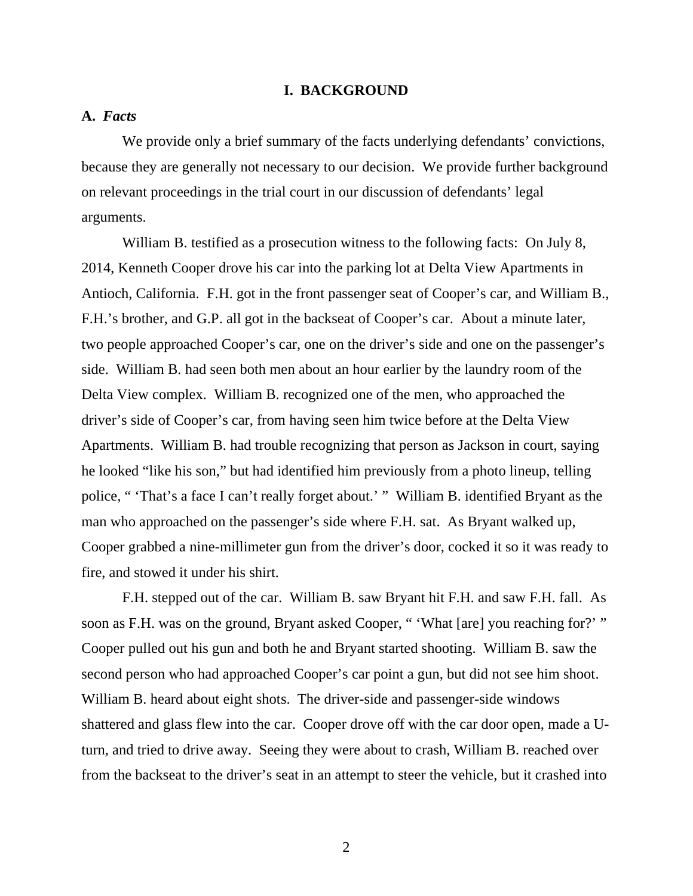# I. BACKGROUND

## A. *Facts*

We provide only a brief summary of the facts underlying defendants' convictions, because they are generally not necessary to our decision. We provide further background on relevant proceedings in the trial court in our discussion of defendants' legal arguments.

William B. testified as a prosecution witness to the following facts: On July 8, 2014, Kenneth Cooper drove his car into the parking lot at Delta View Apartments in Antioch, California. F.H. got in the front passenger seat of Cooper's car, and William B., F.H.'s brother, and G.P. all got in the backseat of Cooper's car. About a minute later, two people approached Cooper's car, one on the driver's side and one on the passenger's side. William B. had seen both men about an hour earlier by the laundry room of the Delta View complex. William B. recognized one of the men, who approached the driver's side of Cooper's car, from having seen him twice before at the Delta View Apartments. William B. had trouble recognizing that person as Jackson in court, saying he looked "like his son," but had identified him previously from a photo lineup, telling police, " 'That's a face I can't really forget about.' " William B. identified Bryant as the man who approached on the passenger's side where F.H. sat. As Bryant walked up, Cooper grabbed a nine-millimeter gun from the driver's door, cocked it so it was ready to fire, and stowed it under his shirt.

F.H. stepped out of the car. William B. saw Bryant hit F.H. and saw F.H. fall. As soon as F.H. was on the ground, Bryant asked Cooper, " 'What [are] you reaching for?' " Cooper pulled out his gun and both he and Bryant started shooting. William B. saw the second person who had approached Cooper's car point a gun, but did not see him shoot. William B. heard about eight shots. The driver-side and passenger-side windows shattered and glass flew into the car. Cooper drove off with the car door open, made a U-turn, and tried to drive away. Seeing they were about to crash, William B. reached over from the backseat to the driver's seat in an attempt to steer the vehicle, but it crashed into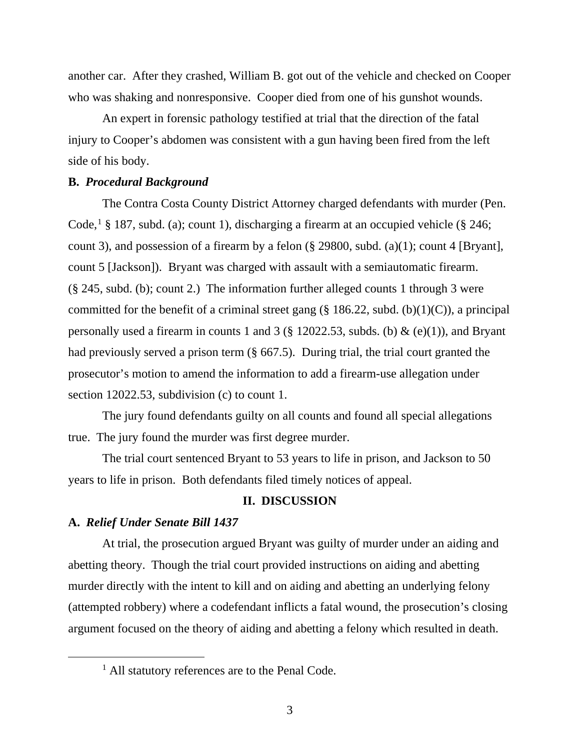another car. After they crashed, William B. got out of the vehicle and checked on Cooper who was shaking and nonresponsive. Cooper died from one of his gunshot wounds.

An expert in forensic pathology testified at trial that the direction of the fatal injury to Cooper's abdomen was consistent with a gun having been fired from the left side of his body.

**B.** ***Procedural Background***

The Contra Costa County District Attorney charged defendants with murder (Pen. Code,[1] § 187, subd. (a); count 1), discharging a firearm at an occupied vehicle (§ 246; count 3), and possession of a firearm by a felon (§ 29800, subd. (a)(1); count 4 [Bryant], count 5 [Jackson]). Bryant was charged with assault with a semiautomatic firearm. (§ 245, subd. (b); count 2.) The information further alleged counts 1 through 3 were committed for the benefit of a criminal street gang (§ 186.22, subd. (b)(1)(C)), a principal personally used a firearm in counts 1 and 3 (§ 12022.53, subds. (b) & (e)(1)), and Bryant had previously served a prison term (§ 667.5). During trial, the trial court granted the prosecutor's motion to amend the information to add a firearm-use allegation under section 12022.53, subdivision (c) to count 1.

The jury found defendants guilty on all counts and found all special allegations true. The jury found the murder was first degree murder.

The trial court sentenced Bryant to 53 years to life in prison, and Jackson to 50 years to life in prison. Both defendants filed timely notices of appeal.

## II. DISCUSSION

**A.** ***Relief Under Senate Bill 1437***

At trial, the prosecution argued Bryant was guilty of murder under an aiding and abetting theory. Though the trial court provided instructions on aiding and abetting murder directly with the intent to kill and on aiding and abetting an underlying felony (attempted robbery) where a codefendant inflicts a fatal wound, the prosecution's closing argument focused on the theory of aiding and abetting a felony which resulted in death.

[1] All statutory references are to the Penal Code.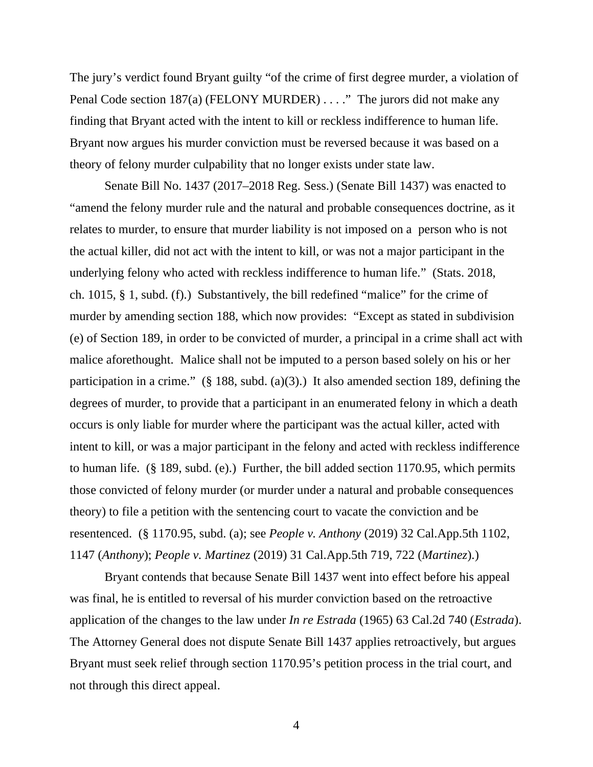The jury's verdict found Bryant guilty "of the crime of first degree murder, a violation of Penal Code section 187(a) (FELONY MURDER) . . . ." The jurors did not make any finding that Bryant acted with the intent to kill or reckless indifference to human life. Bryant now argues his murder conviction must be reversed because it was based on a theory of felony murder culpability that no longer exists under state law.

Senate Bill No. 1437 (2017–2018 Reg. Sess.) (Senate Bill 1437) was enacted to "amend the felony murder rule and the natural and probable consequences doctrine, as it relates to murder, to ensure that murder liability is not imposed on a person who is not the actual killer, did not act with the intent to kill, or was not a major participant in the underlying felony who acted with reckless indifference to human life." (Stats. 2018, ch. 1015, § 1, subd. (f).) Substantively, the bill redefined "malice" for the crime of murder by amending section 188, which now provides: "Except as stated in subdivision (e) of Section 189, in order to be convicted of murder, a principal in a crime shall act with malice aforethought. Malice shall not be imputed to a person based solely on his or her participation in a crime." (§ 188, subd. (a)(3).) It also amended section 189, defining the degrees of murder, to provide that a participant in an enumerated felony in which a death occurs is only liable for murder where the participant was the actual killer, acted with intent to kill, or was a major participant in the felony and acted with reckless indifference to human life. (§ 189, subd. (e).) Further, the bill added section 1170.95, which permits those convicted of felony murder (or murder under a natural and probable consequences theory) to file a petition with the sentencing court to vacate the conviction and be resentenced. (§ 1170.95, subd. (a); see *People v. Anthony* (2019) 32 Cal.App.5th 1102, 1147 (*Anthony*); *People v. Martinez* (2019) 31 Cal.App.5th 719, 722 (*Martinez*).)

Bryant contends that because Senate Bill 1437 went into effect before his appeal was final, he is entitled to reversal of his murder conviction based on the retroactive application of the changes to the law under *In re Estrada* (1965) 63 Cal.2d 740 (*Estrada*). The Attorney General does not dispute Senate Bill 1437 applies retroactively, but argues Bryant must seek relief through section 1170.95's petition process in the trial court, and not through this direct appeal.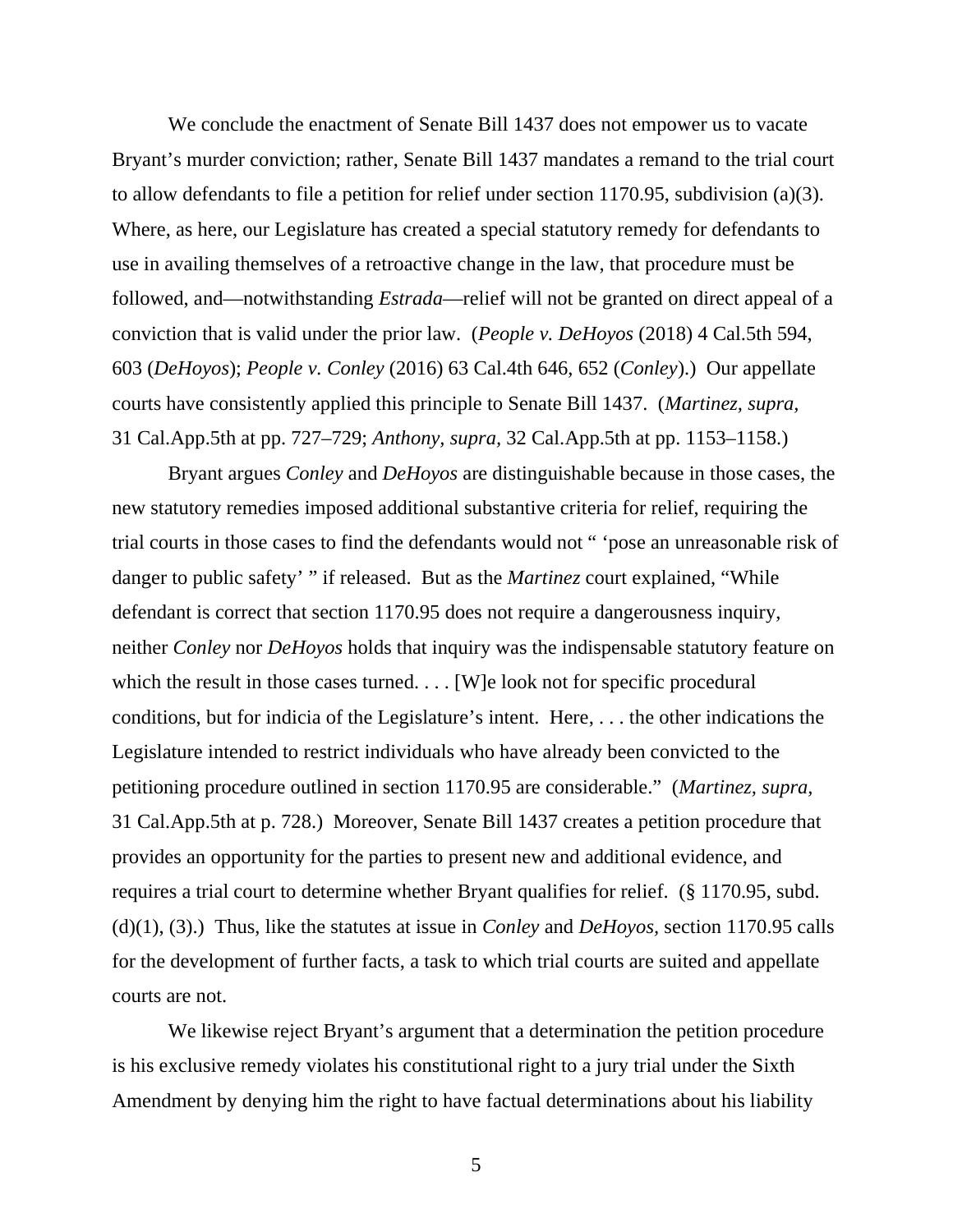We conclude the enactment of Senate Bill 1437 does not empower us to vacate Bryant's murder conviction; rather, Senate Bill 1437 mandates a remand to the trial court to allow defendants to file a petition for relief under section 1170.95, subdivision (a)(3). Where, as here, our Legislature has created a special statutory remedy for defendants to use in availing themselves of a retroactive change in the law, that procedure must be followed, and—notwithstanding *Estrada*—relief will not be granted on direct appeal of a conviction that is valid under the prior law. (*People v. DeHoyos* (2018) 4 Cal.5th 594, 603 (*DeHoyos*); *People v. Conley* (2016) 63 Cal.4th 646, 652 (*Conley*).) Our appellate courts have consistently applied this principle to Senate Bill 1437. (*Martinez, supra,* 31 Cal.App.5th at pp. 727–729; *Anthony*, *supra,* 32 Cal.App.5th at pp. 1153–1158.)

Bryant argues *Conley* and *DeHoyos* are distinguishable because in those cases, the new statutory remedies imposed additional substantive criteria for relief, requiring the trial courts in those cases to find the defendants would not " 'pose an unreasonable risk of danger to public safety' " if released. But as the *Martinez* court explained, "While defendant is correct that section 1170.95 does not require a dangerousness inquiry, neither *Conley* nor *DeHoyos* holds that inquiry was the indispensable statutory feature on which the result in those cases turned. . . . [W]e look not for specific procedural conditions, but for indicia of the Legislature's intent. Here, . . . the other indications the Legislature intended to restrict individuals who have already been convicted to the petitioning procedure outlined in section 1170.95 are considerable." (*Martinez, supra,* 31 Cal.App.5th at p. 728.) Moreover, Senate Bill 1437 creates a petition procedure that provides an opportunity for the parties to present new and additional evidence, and requires a trial court to determine whether Bryant qualifies for relief. (§ 1170.95, subd. (d)(1), (3).) Thus, like the statutes at issue in *Conley* and *DeHoyos*, section 1170.95 calls for the development of further facts, a task to which trial courts are suited and appellate courts are not.

We likewise reject Bryant's argument that a determination the petition procedure is his exclusive remedy violates his constitutional right to a jury trial under the Sixth Amendment by denying him the right to have factual determinations about his liability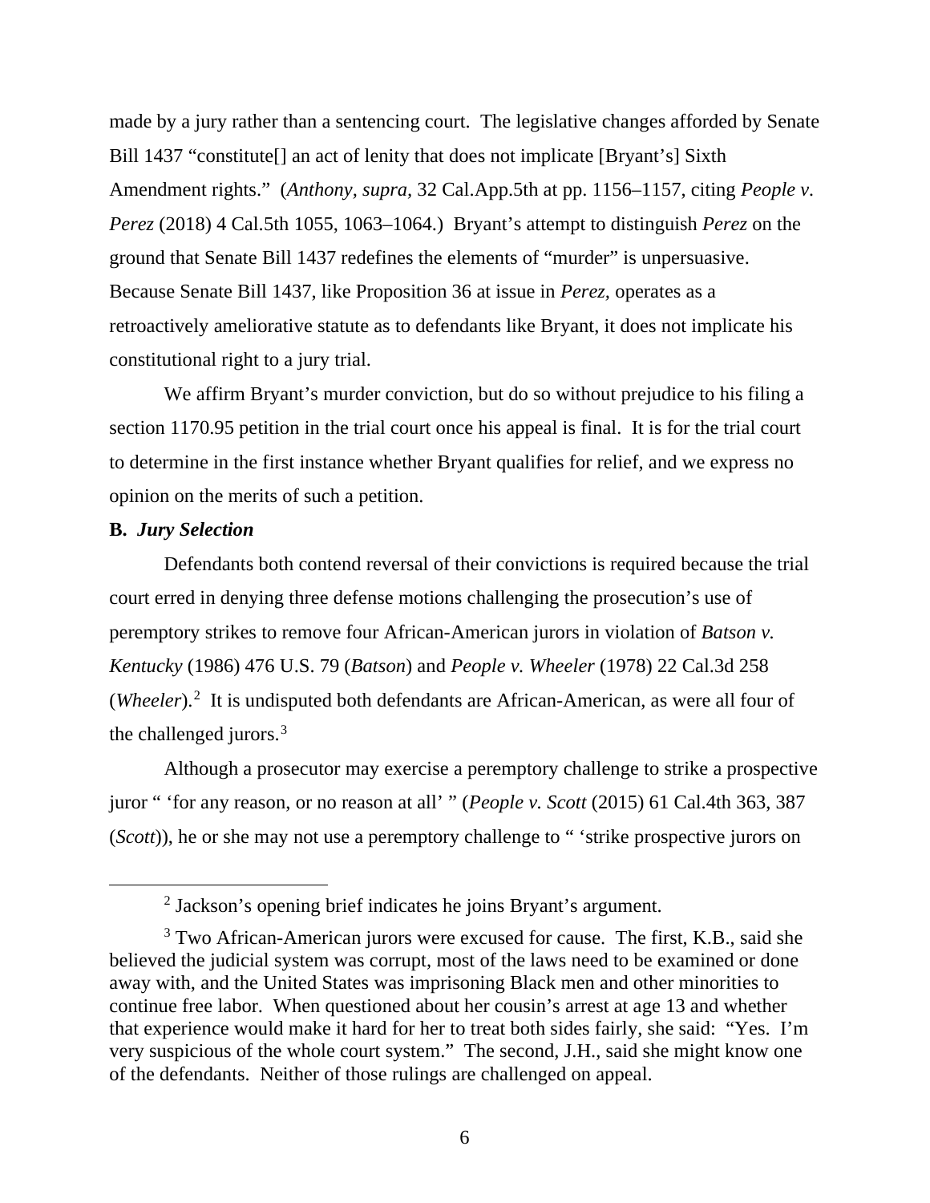made by a jury rather than a sentencing court. The legislative changes afforded by Senate Bill 1437 "constitute[] an act of lenity that does not implicate [Bryant's] Sixth Amendment rights." (*Anthony*, *supra*, 32 Cal.App.5th at pp. 1156–1157, citing *People v. Perez* (2018) 4 Cal.5th 1055, 1063–1064.) Bryant's attempt to distinguish *Perez* on the ground that Senate Bill 1437 redefines the elements of "murder" is unpersuasive. Because Senate Bill 1437, like Proposition 36 at issue in *Perez*, operates as a retroactively ameliorative statute as to defendants like Bryant, it does not implicate his constitutional right to a jury trial.

We affirm Bryant's murder conviction, but do so without prejudice to his filing a section 1170.95 petition in the trial court once his appeal is final. It is for the trial court to determine in the first instance whether Bryant qualifies for relief, and we express no opinion on the merits of such a petition.

**B.** ***Jury Selection***

Defendants both contend reversal of their convictions is required because the trial court erred in denying three defense motions challenging the prosecution's use of peremptory strikes to remove four African-American jurors in violation of *Batson v. Kentucky* (1986) 476 U.S. 79 (*Batson*) and *People v. Wheeler* (1978) 22 Cal.3d 258 (*Wheeler*).[2] It is undisputed both defendants are African-American, as were all four of the challenged jurors.[3]

Although a prosecutor may exercise a peremptory challenge to strike a prospective juror " 'for any reason, or no reason at all' " (*People v. Scott* (2015) 61 Cal.4th 363, 387 (*Scott*)), he or she may not use a peremptory challenge to " 'strike prospective jurors on

---

[2] Jackson's opening brief indicates he joins Bryant's argument.

[3] Two African-American jurors were excused for cause. The first, K.B., said she believed the judicial system was corrupt, most of the laws need to be examined or done away with, and the United States was imprisoning Black men and other minorities to continue free labor. When questioned about her cousin's arrest at age 13 and whether that experience would make it hard for her to treat both sides fairly, she said: "Yes. I'm very suspicious of the whole court system." The second, J.H., said she might know one of the defendants. Neither of those rulings are challenged on appeal.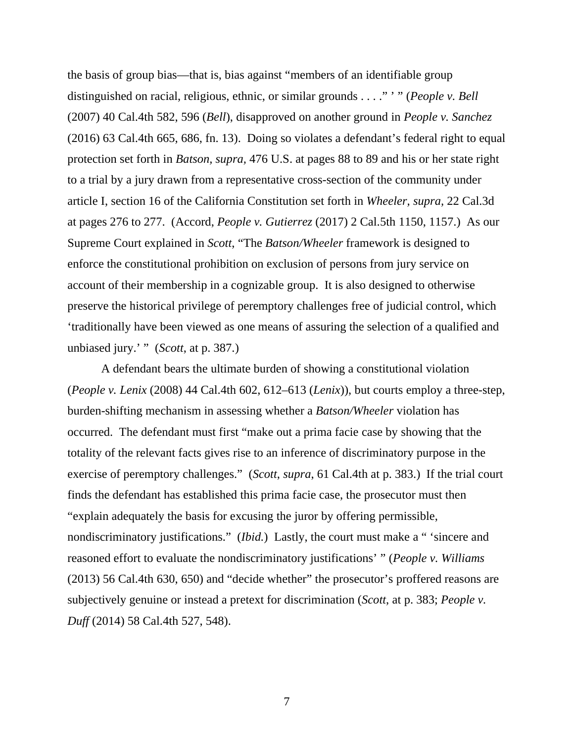the basis of group bias—that is, bias against "members of an identifiable group distinguished on racial, religious, ethnic, or similar grounds . . . ." ' " (*People v. Bell* (2007) 40 Cal.4th 582, 596 (*Bell*), disapproved on another ground in *People v. Sanchez* (2016) 63 Cal.4th 665, 686, fn. 13). Doing so violates a defendant's federal right to equal protection set forth in *Batson, supra,* 476 U.S. at pages 88 to 89 and his or her state right to a trial by a jury drawn from a representative cross-section of the community under article I, section 16 of the California Constitution set forth in *Wheeler, supra,* 22 Cal.3d at pages 276 to 277. (Accord, *People v. Gutierrez* (2017) 2 Cal.5th 1150, 1157.) As our Supreme Court explained in *Scott*, "The *Batson/Wheeler* framework is designed to enforce the constitutional prohibition on exclusion of persons from jury service on account of their membership in a cognizable group. It is also designed to otherwise preserve the historical privilege of peremptory challenges free of judicial control, which 'traditionally have been viewed as one means of assuring the selection of a qualified and unbiased jury.' " (*Scott,* at p. 387.)

A defendant bears the ultimate burden of showing a constitutional violation (*People v. Lenix* (2008) 44 Cal.4th 602, 612–613 (*Lenix*)), but courts employ a three-step, burden-shifting mechanism in assessing whether a *Batson/Wheeler* violation has occurred. The defendant must first "make out a prima facie case by showing that the totality of the relevant facts gives rise to an inference of discriminatory purpose in the exercise of peremptory challenges." (*Scott*, *supra,* 61 Cal.4th at p. 383.) If the trial court finds the defendant has established this prima facie case, the prosecutor must then "explain adequately the basis for excusing the juror by offering permissible, nondiscriminatory justifications." (*Ibid.*) Lastly, the court must make a " 'sincere and reasoned effort to evaluate the nondiscriminatory justifications' " (*People v. Williams* (2013) 56 Cal.4th 630, 650) and "decide whether" the prosecutor's proffered reasons are subjectively genuine or instead a pretext for discrimination (*Scott*, at p. 383; *People v. Duff* (2014) 58 Cal.4th 527, 548).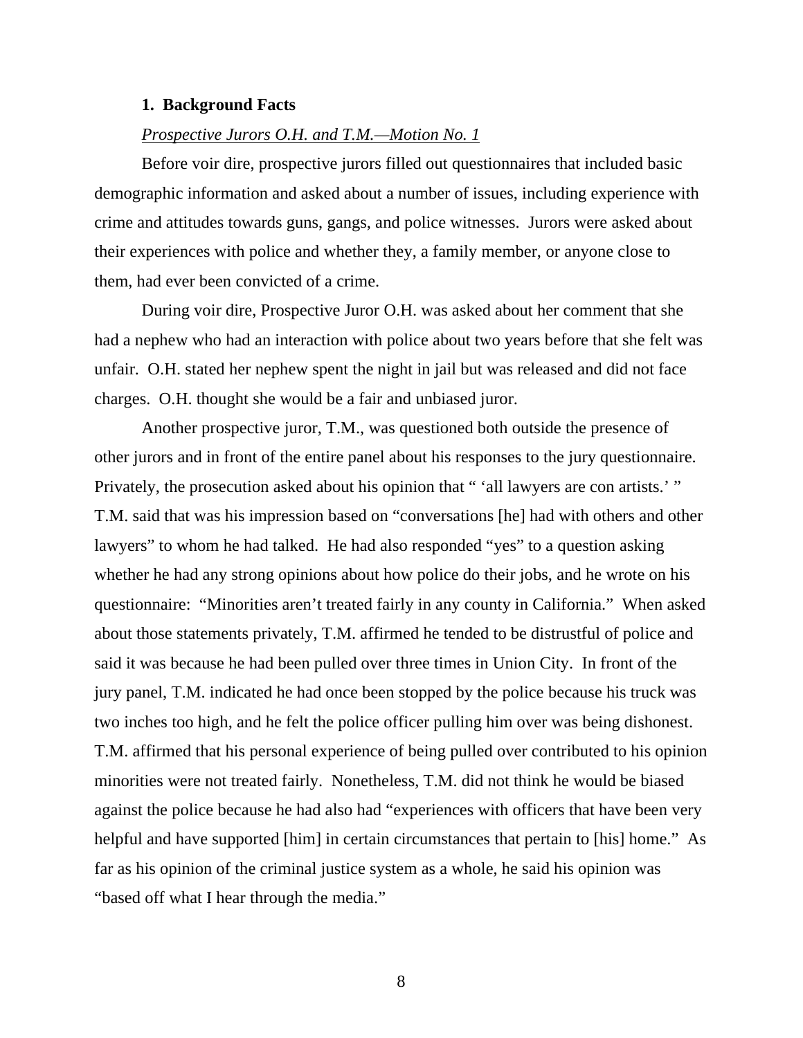### 1. Background Facts

*Prospective Jurors O.H. and T.M.—Motion No. 1*

Before voir dire, prospective jurors filled out questionnaires that included basic demographic information and asked about a number of issues, including experience with crime and attitudes towards guns, gangs, and police witnesses. Jurors were asked about their experiences with police and whether they, a family member, or anyone close to them, had ever been convicted of a crime.

During voir dire, Prospective Juror O.H. was asked about her comment that she had a nephew who had an interaction with police about two years before that she felt was unfair. O.H. stated her nephew spent the night in jail but was released and did not face charges. O.H. thought she would be a fair and unbiased juror.

Another prospective juror, T.M., was questioned both outside the presence of other jurors and in front of the entire panel about his responses to the jury questionnaire. Privately, the prosecution asked about his opinion that " 'all lawyers are con artists.' " T.M. said that was his impression based on "conversations [he] had with others and other lawyers" to whom he had talked. He had also responded "yes" to a question asking whether he had any strong opinions about how police do their jobs, and he wrote on his questionnaire: "Minorities aren't treated fairly in any county in California." When asked about those statements privately, T.M. affirmed he tended to be distrustful of police and said it was because he had been pulled over three times in Union City. In front of the jury panel, T.M. indicated he had once been stopped by the police because his truck was two inches too high, and he felt the police officer pulling him over was being dishonest. T.M. affirmed that his personal experience of being pulled over contributed to his opinion minorities were not treated fairly. Nonetheless, T.M. did not think he would be biased against the police because he had also had "experiences with officers that have been very helpful and have supported [him] in certain circumstances that pertain to [his] home." As far as his opinion of the criminal justice system as a whole, he said his opinion was "based off what I hear through the media."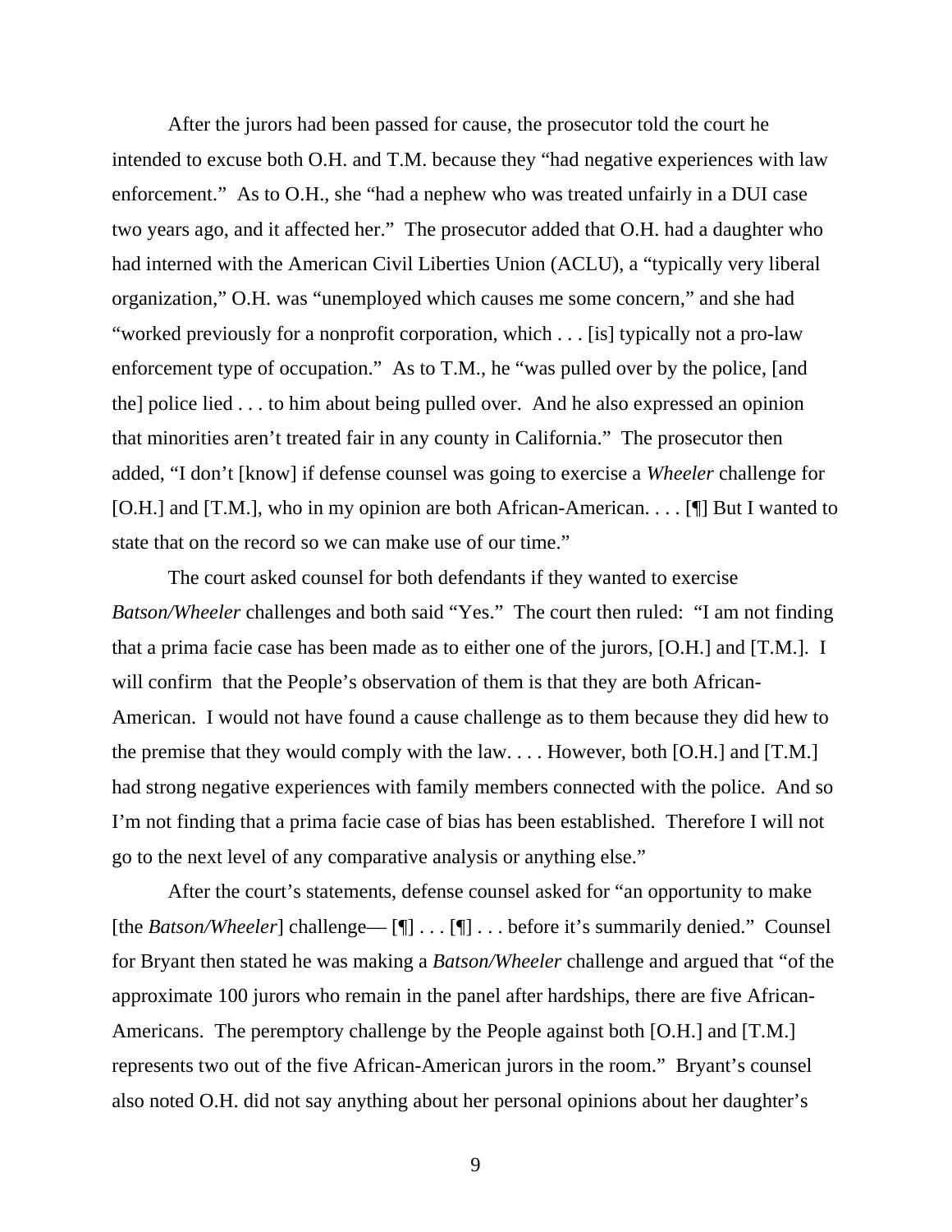After the jurors had been passed for cause, the prosecutor told the court he intended to excuse both O.H. and T.M. because they "had negative experiences with law enforcement." As to O.H., she "had a nephew who was treated unfairly in a DUI case two years ago, and it affected her." The prosecutor added that O.H. had a daughter who had interned with the American Civil Liberties Union (ACLU), a "typically very liberal organization," O.H. was "unemployed which causes me some concern," and she had "worked previously for a nonprofit corporation, which . . . [is] typically not a pro-law enforcement type of occupation." As to T.M., he "was pulled over by the police, [and the] police lied . . . to him about being pulled over. And he also expressed an opinion that minorities aren't treated fair in any county in California." The prosecutor then added, "I don't [know] if defense counsel was going to exercise a *Wheeler* challenge for [O.H.] and [T.M.], who in my opinion are both African-American. . . . [¶] But I wanted to state that on the record so we can make use of our time."

The court asked counsel for both defendants if they wanted to exercise *Batson/Wheeler* challenges and both said "Yes." The court then ruled: "I am not finding that a prima facie case has been made as to either one of the jurors, [O.H.] and [T.M.]. I will confirm that the People's observation of them is that they are both African-American. I would not have found a cause challenge as to them because they did hew to the premise that they would comply with the law. . . . However, both [O.H.] and [T.M.] had strong negative experiences with family members connected with the police. And so I'm not finding that a prima facie case of bias has been established. Therefore I will not go to the next level of any comparative analysis or anything else."

After the court's statements, defense counsel asked for "an opportunity to make [the *Batson/Wheeler*] challenge— [¶] . . . [¶] . . . before it's summarily denied." Counsel for Bryant then stated he was making a *Batson/Wheeler* challenge and argued that "of the approximate 100 jurors who remain in the panel after hardships, there are five African-Americans. The peremptory challenge by the People against both [O.H.] and [T.M.] represents two out of the five African-American jurors in the room." Bryant's counsel also noted O.H. did not say anything about her personal opinions about her daughter's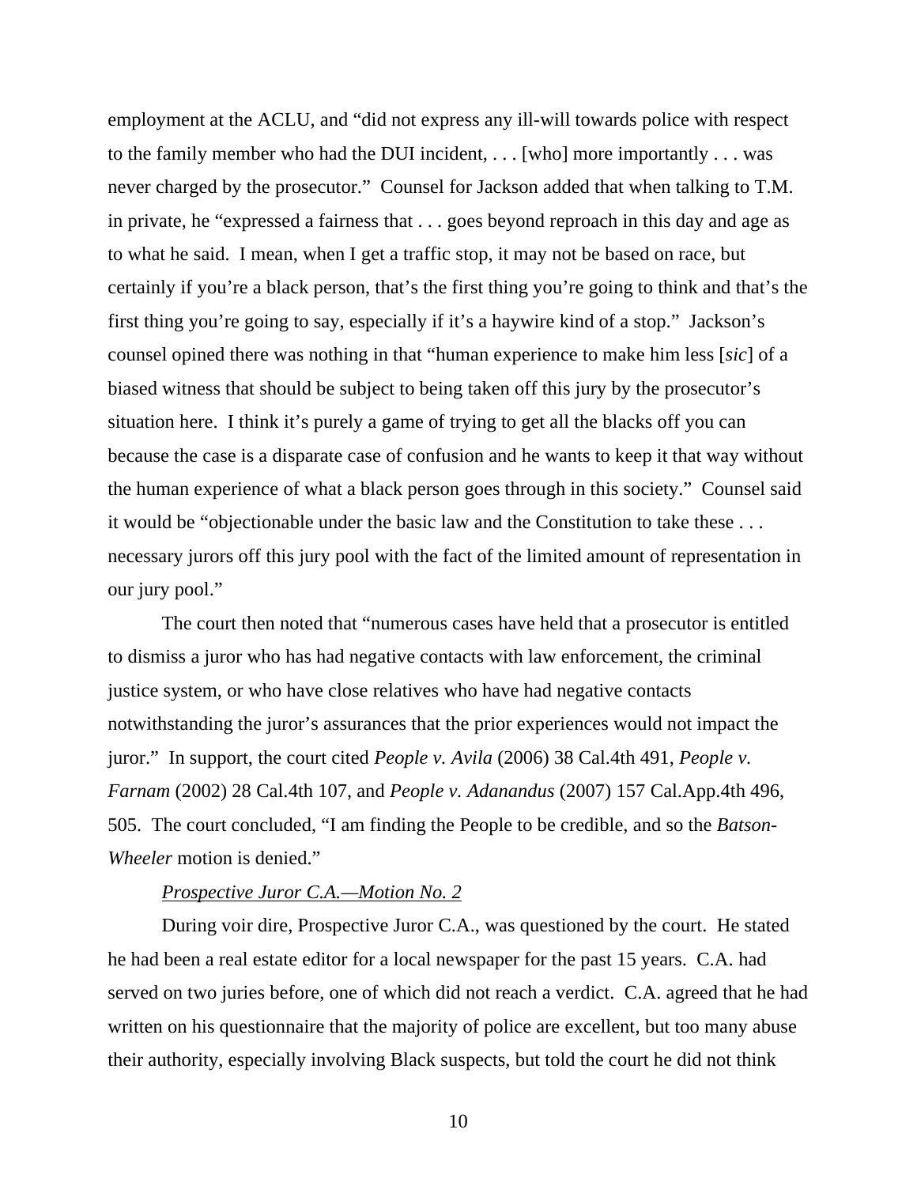employment at the ACLU, and "did not express any ill-will towards police with respect to the family member who had the DUI incident, . . . [who] more importantly . . . was never charged by the prosecutor." Counsel for Jackson added that when talking to T.M. in private, he "expressed a fairness that . . . goes beyond reproach in this day and age as to what he said. I mean, when I get a traffic stop, it may not be based on race, but certainly if you're a black person, that's the first thing you're going to think and that's the first thing you're going to say, especially if it's a haywire kind of a stop." Jackson's counsel opined there was nothing in that "human experience to make him less [*sic*] of a biased witness that should be subject to being taken off this jury by the prosecutor's situation here. I think it's purely a game of trying to get all the blacks off you can because the case is a disparate case of confusion and he wants to keep it that way without the human experience of what a black person goes through in this society." Counsel said it would be "objectionable under the basic law and the Constitution to take these . . . necessary jurors off this jury pool with the fact of the limited amount of representation in our jury pool."

The court then noted that "numerous cases have held that a prosecutor is entitled to dismiss a juror who has had negative contacts with law enforcement, the criminal justice system, or who have close relatives who have had negative contacts notwithstanding the juror's assurances that the prior experiences would not impact the juror." In support, the court cited *People v. Avila* (2006) 38 Cal.4th 491, *People v. Farnam* (2002) 28 Cal.4th 107, and *People v. Adanandus* (2007) 157 Cal.App.4th 496, 505. The court concluded, "I am finding the People to be credible, and so the *Batson-Wheeler* motion is denied."

*Prospective Juror C.A.—Motion No. 2*

During voir dire, Prospective Juror C.A., was questioned by the court. He stated he had been a real estate editor for a local newspaper for the past 15 years. C.A. had served on two juries before, one of which did not reach a verdict. C.A. agreed that he had written on his questionnaire that the majority of police are excellent, but too many abuse their authority, especially involving Black suspects, but told the court he did not think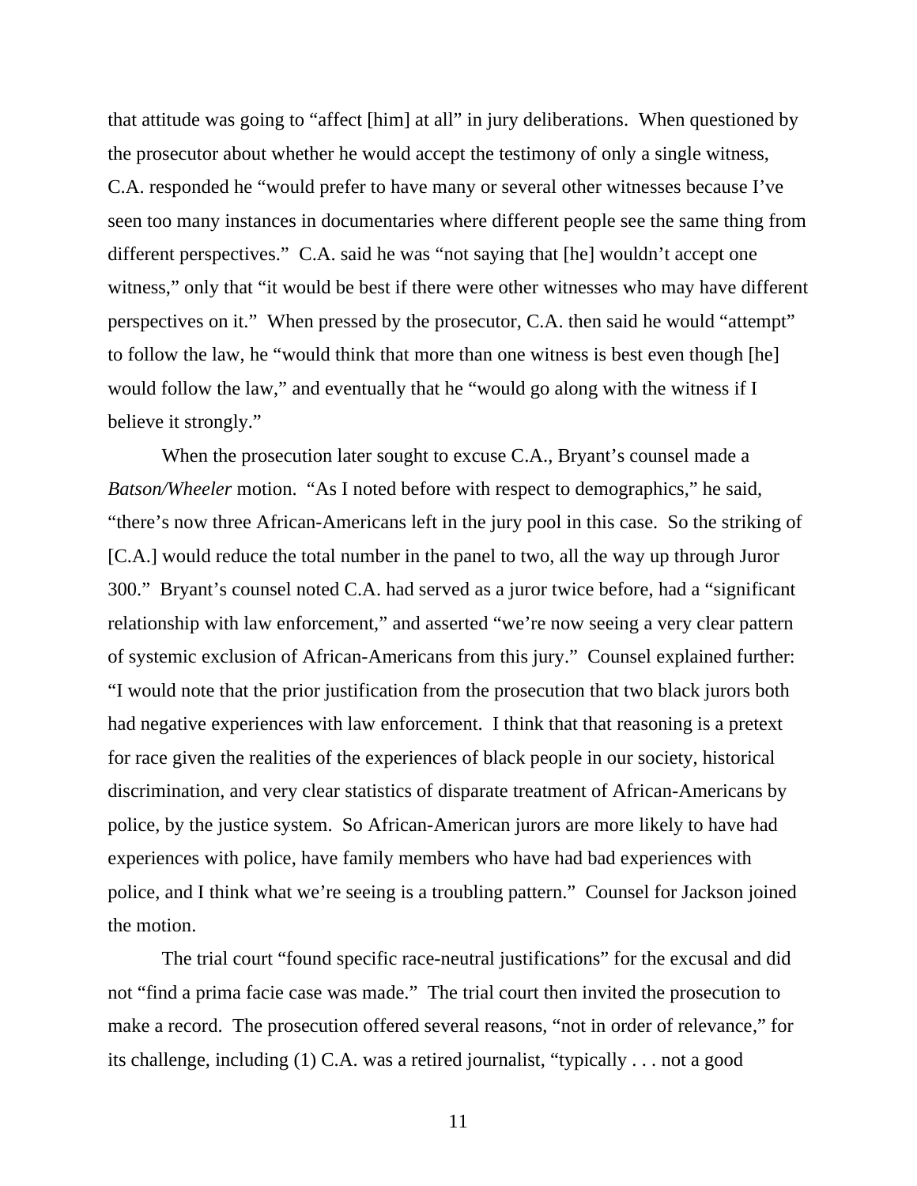that attitude was going to "affect [him] at all" in jury deliberations. When questioned by the prosecutor about whether he would accept the testimony of only a single witness, C.A. responded he "would prefer to have many or several other witnesses because I've seen too many instances in documentaries where different people see the same thing from different perspectives." C.A. said he was "not saying that [he] wouldn't accept one witness," only that "it would be best if there were other witnesses who may have different perspectives on it." When pressed by the prosecutor, C.A. then said he would "attempt" to follow the law, he "would think that more than one witness is best even though [he] would follow the law," and eventually that he "would go along with the witness if I believe it strongly."

When the prosecution later sought to excuse C.A., Bryant's counsel made a *Batson/Wheeler* motion. "As I noted before with respect to demographics," he said, "there's now three African-Americans left in the jury pool in this case. So the striking of [C.A.] would reduce the total number in the panel to two, all the way up through Juror 300." Bryant's counsel noted C.A. had served as a juror twice before, had a "significant relationship with law enforcement," and asserted "we're now seeing a very clear pattern of systemic exclusion of African-Americans from this jury." Counsel explained further: "I would note that the prior justification from the prosecution that two black jurors both had negative experiences with law enforcement. I think that that reasoning is a pretext for race given the realities of the experiences of black people in our society, historical discrimination, and very clear statistics of disparate treatment of African-Americans by police, by the justice system. So African-American jurors are more likely to have had experiences with police, have family members who have had bad experiences with police, and I think what we're seeing is a troubling pattern." Counsel for Jackson joined the motion.

The trial court "found specific race-neutral justifications" for the excusal and did not "find a prima facie case was made." The trial court then invited the prosecution to make a record. The prosecution offered several reasons, "not in order of relevance," for its challenge, including (1) C.A. was a retired journalist, "typically . . . not a good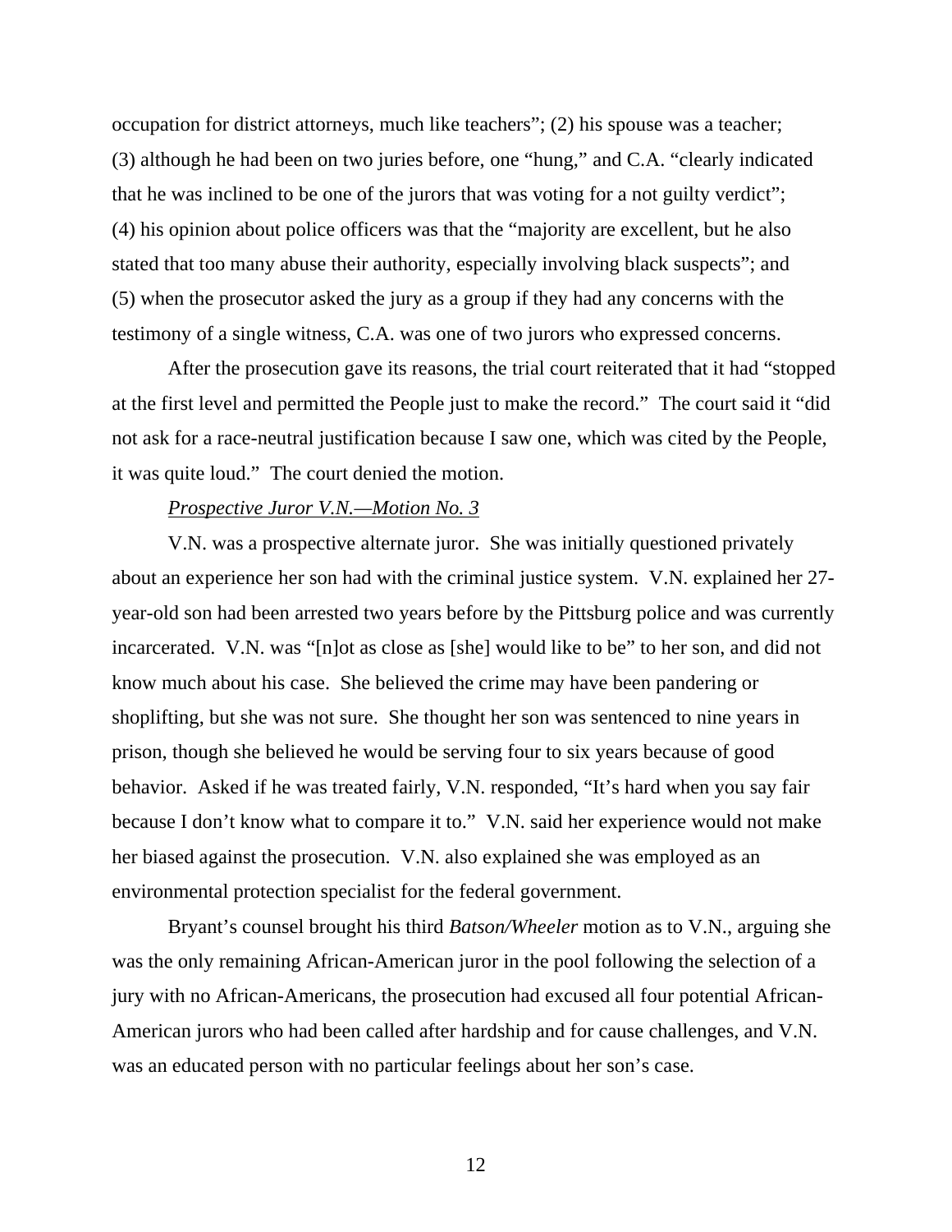occupation for district attorneys, much like teachers"; (2) his spouse was a teacher; (3) although he had been on two juries before, one "hung," and C.A. "clearly indicated that he was inclined to be one of the jurors that was voting for a not guilty verdict"; (4) his opinion about police officers was that the "majority are excellent, but he also stated that too many abuse their authority, especially involving black suspects"; and (5) when the prosecutor asked the jury as a group if they had any concerns with the testimony of a single witness, C.A. was one of two jurors who expressed concerns.

After the prosecution gave its reasons, the trial court reiterated that it had "stopped at the first level and permitted the People just to make the record." The court said it "did not ask for a race-neutral justification because I saw one, which was cited by the People, it was quite loud." The court denied the motion.

*Prospective Juror V.N.—Motion No. 3*

V.N. was a prospective alternate juror. She was initially questioned privately about an experience her son had with the criminal justice system. V.N. explained her 27-year-old son had been arrested two years before by the Pittsburg police and was currently incarcerated. V.N. was "[n]ot as close as [she] would like to be" to her son, and did not know much about his case. She believed the crime may have been pandering or shoplifting, but she was not sure. She thought her son was sentenced to nine years in prison, though she believed he would be serving four to six years because of good behavior. Asked if he was treated fairly, V.N. responded, "It's hard when you say fair because I don't know what to compare it to." V.N. said her experience would not make her biased against the prosecution. V.N. also explained she was employed as an environmental protection specialist for the federal government.

Bryant's counsel brought his third *Batson/Wheeler* motion as to V.N., arguing she was the only remaining African-American juror in the pool following the selection of a jury with no African-Americans, the prosecution had excused all four potential African-American jurors who had been called after hardship and for cause challenges, and V.N. was an educated person with no particular feelings about her son's case.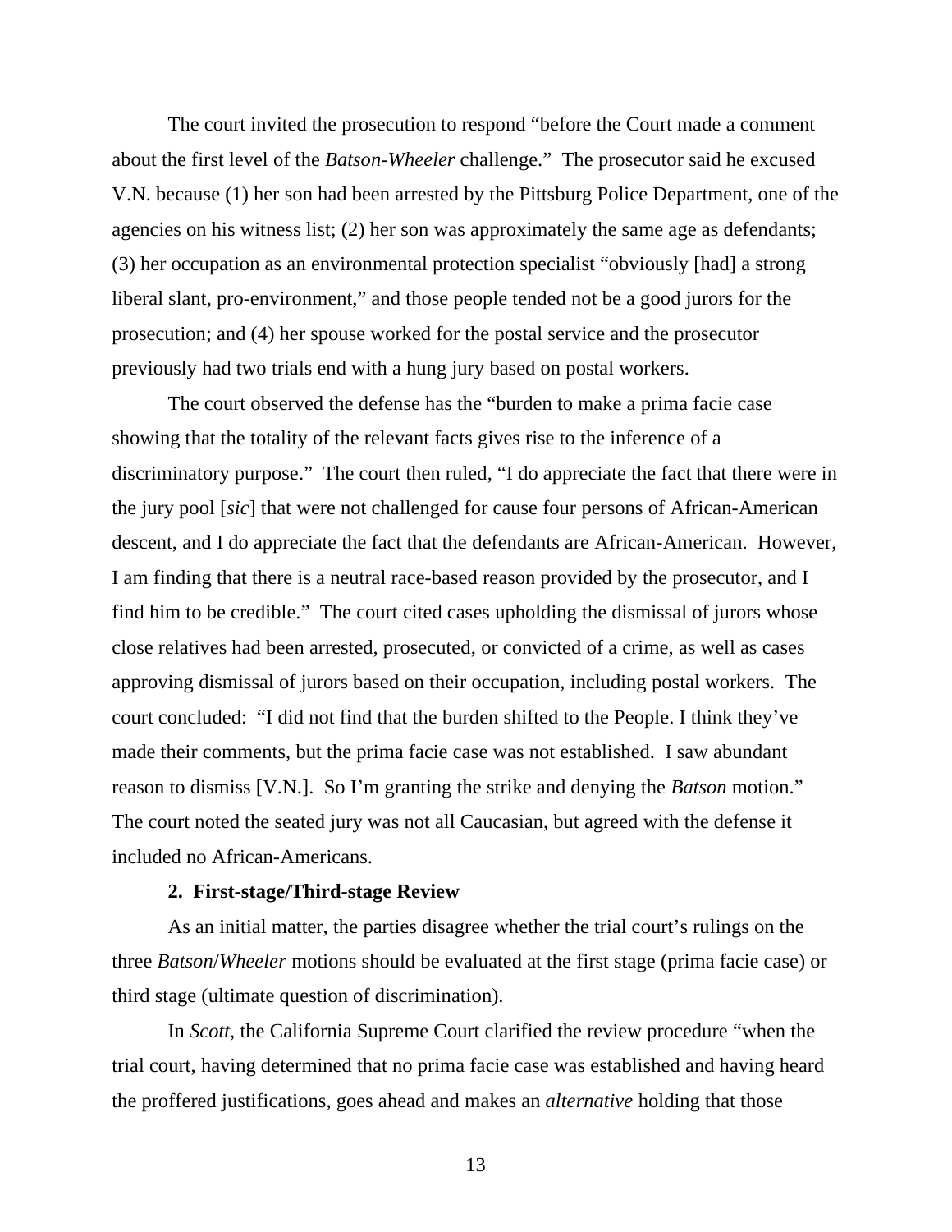The court invited the prosecution to respond "before the Court made a comment about the first level of the *Batson-Wheeler* challenge." The prosecutor said he excused V.N. because (1) her son had been arrested by the Pittsburg Police Department, one of the agencies on his witness list; (2) her son was approximately the same age as defendants; (3) her occupation as an environmental protection specialist "obviously [had] a strong liberal slant, pro-environment," and those people tended not be a good jurors for the prosecution; and (4) her spouse worked for the postal service and the prosecutor previously had two trials end with a hung jury based on postal workers.

The court observed the defense has the "burden to make a prima facie case showing that the totality of the relevant facts gives rise to the inference of a discriminatory purpose." The court then ruled, "I do appreciate the fact that there were in the jury pool [*sic*] that were not challenged for cause four persons of African-American descent, and I do appreciate the fact that the defendants are African-American. However, I am finding that there is a neutral race-based reason provided by the prosecutor, and I find him to be credible." The court cited cases upholding the dismissal of jurors whose close relatives had been arrested, prosecuted, or convicted of a crime, as well as cases approving dismissal of jurors based on their occupation, including postal workers. The court concluded: "I did not find that the burden shifted to the People. I think they've made their comments, but the prima facie case was not established. I saw abundant reason to dismiss [V.N.]. So I'm granting the strike and denying the *Batson* motion." The court noted the seated jury was not all Caucasian, but agreed with the defense it included no African-Americans.

**2. First-stage/Third-stage Review**

As an initial matter, the parties disagree whether the trial court's rulings on the three *Batson*/*Wheeler* motions should be evaluated at the first stage (prima facie case) or third stage (ultimate question of discrimination).

In *Scott,* the California Supreme Court clarified the review procedure "when the trial court, having determined that no prima facie case was established and having heard the proffered justifications, goes ahead and makes an *alternative* holding that those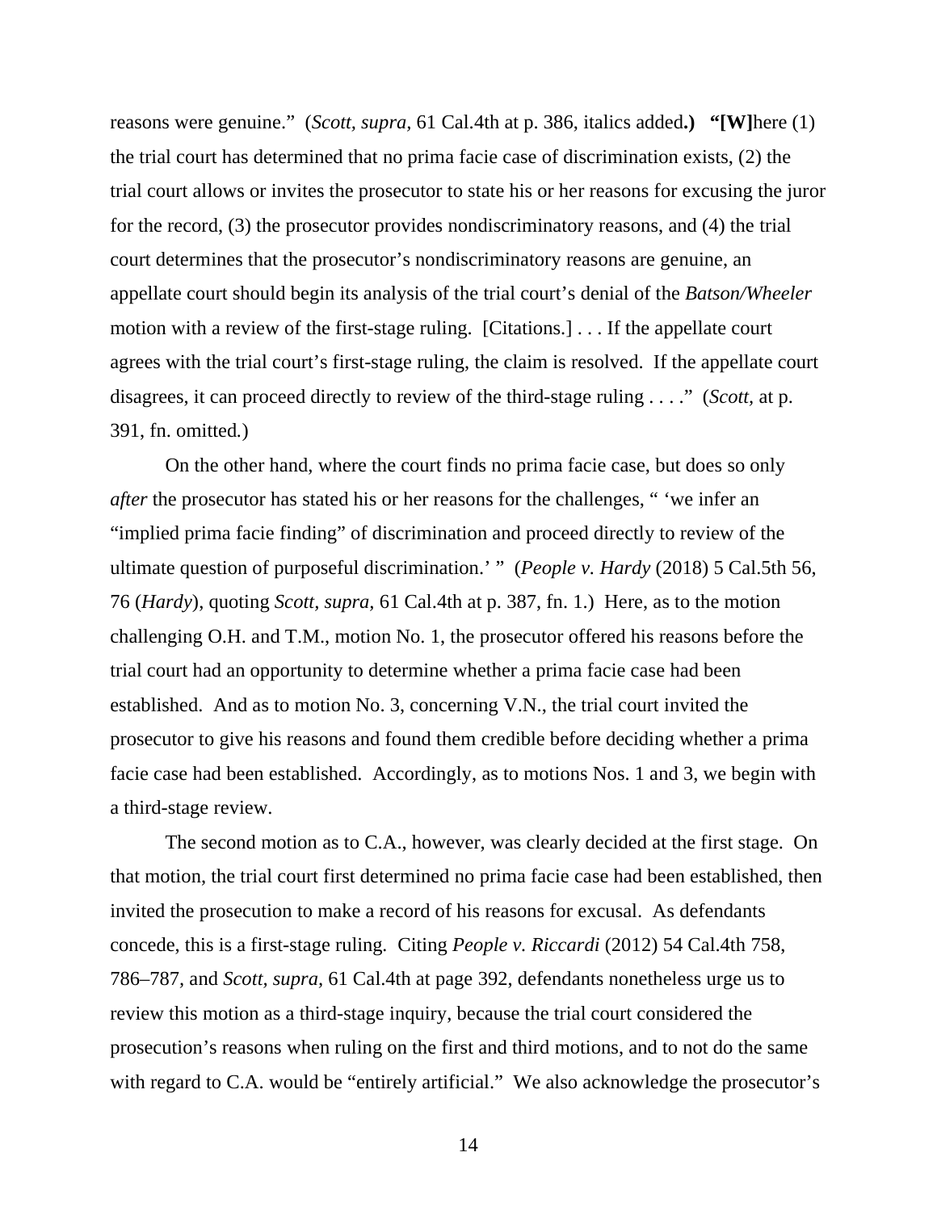reasons were genuine." (*Scott, supra,* 61 Cal.4th at p. 386, italics added**.) "[W]**here (1) the trial court has determined that no prima facie case of discrimination exists, (2) the trial court allows or invites the prosecutor to state his or her reasons for excusing the juror for the record, (3) the prosecutor provides nondiscriminatory reasons, and (4) the trial court determines that the prosecutor's nondiscriminatory reasons are genuine, an appellate court should begin its analysis of the trial court's denial of the *Batson/Wheeler* motion with a review of the first-stage ruling. [Citations.] . . . If the appellate court agrees with the trial court's first-stage ruling, the claim is resolved. If the appellate court disagrees, it can proceed directly to review of the third-stage ruling . . . ." (*Scott,* at p. 391, fn. omitted.)

On the other hand, where the court finds no prima facie case, but does so only *after* the prosecutor has stated his or her reasons for the challenges, " 'we infer an "implied prima facie finding" of discrimination and proceed directly to review of the ultimate question of purposeful discrimination.' " (*People v. Hardy* (2018) 5 Cal.5th 56, 76 (*Hardy*), quoting *Scott, supra,* 61 Cal.4th at p. 387, fn. 1.) Here, as to the motion challenging O.H. and T.M., motion No. 1, the prosecutor offered his reasons before the trial court had an opportunity to determine whether a prima facie case had been established. And as to motion No. 3, concerning V.N., the trial court invited the prosecutor to give his reasons and found them credible before deciding whether a prima facie case had been established. Accordingly, as to motions Nos. 1 and 3, we begin with a third-stage review.

The second motion as to C.A., however, was clearly decided at the first stage. On that motion, the trial court first determined no prima facie case had been established, then invited the prosecution to make a record of his reasons for excusal. As defendants concede, this is a first-stage ruling. Citing *People v. Riccardi* (2012) 54 Cal.4th 758, 786–787, and *Scott, supra,* 61 Cal.4th at page 392, defendants nonetheless urge us to review this motion as a third-stage inquiry, because the trial court considered the prosecution's reasons when ruling on the first and third motions, and to not do the same with regard to C.A. would be "entirely artificial." We also acknowledge the prosecutor's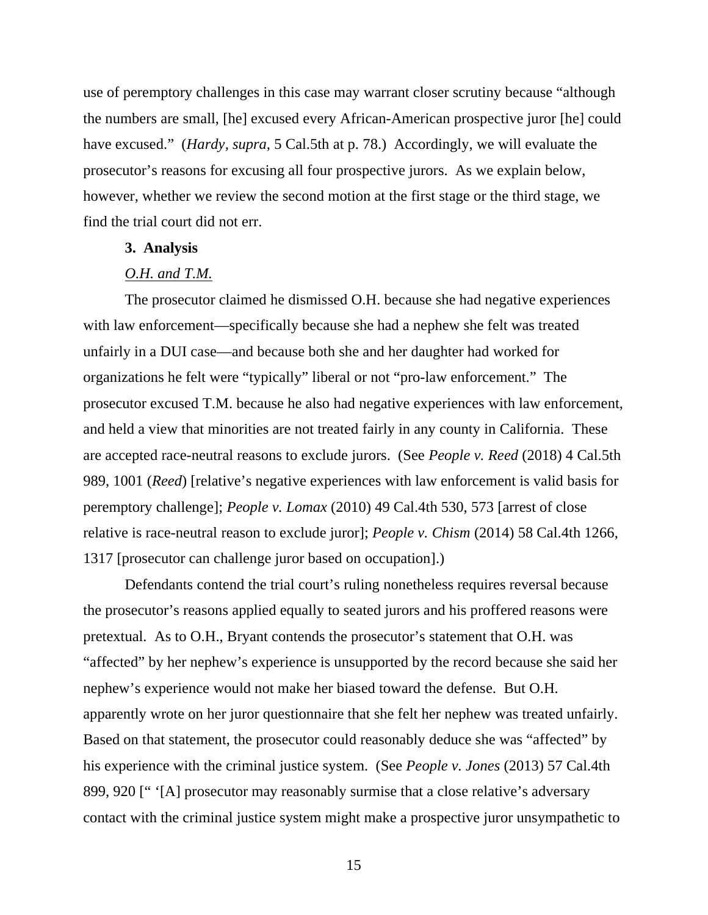use of peremptory challenges in this case may warrant closer scrutiny because "although the numbers are small, [he] excused every African-American prospective juror [he] could have excused." (*Hardy, supra,* 5 Cal.5th at p. 78.) Accordingly, we will evaluate the prosecutor's reasons for excusing all four prospective jurors. As we explain below, however, whether we review the second motion at the first stage or the third stage, we find the trial court did not err.

**3. Analysis**

*O.H. and T.M.*

The prosecutor claimed he dismissed O.H. because she had negative experiences with law enforcement—specifically because she had a nephew she felt was treated unfairly in a DUI case—and because both she and her daughter had worked for organizations he felt were "typically" liberal or not "pro-law enforcement." The prosecutor excused T.M. because he also had negative experiences with law enforcement, and held a view that minorities are not treated fairly in any county in California. These are accepted race-neutral reasons to exclude jurors. (See *People v. Reed* (2018) 4 Cal.5th 989, 1001 (*Reed*) [relative's negative experiences with law enforcement is valid basis for peremptory challenge]; *People v. Lomax* (2010) 49 Cal.4th 530, 573 [arrest of close relative is race-neutral reason to exclude juror]; *People v. Chism* (2014) 58 Cal.4th 1266, 1317 [prosecutor can challenge juror based on occupation].)

Defendants contend the trial court's ruling nonetheless requires reversal because the prosecutor's reasons applied equally to seated jurors and his proffered reasons were pretextual. As to O.H., Bryant contends the prosecutor's statement that O.H. was "affected" by her nephew's experience is unsupported by the record because she said her nephew's experience would not make her biased toward the defense. But O.H. apparently wrote on her juror questionnaire that she felt her nephew was treated unfairly. Based on that statement, the prosecutor could reasonably deduce she was "affected" by his experience with the criminal justice system. (See *People v. Jones* (2013) 57 Cal.4th 899, 920 [" '[A] prosecutor may reasonably surmise that a close relative's adversary contact with the criminal justice system might make a prospective juror unsympathetic to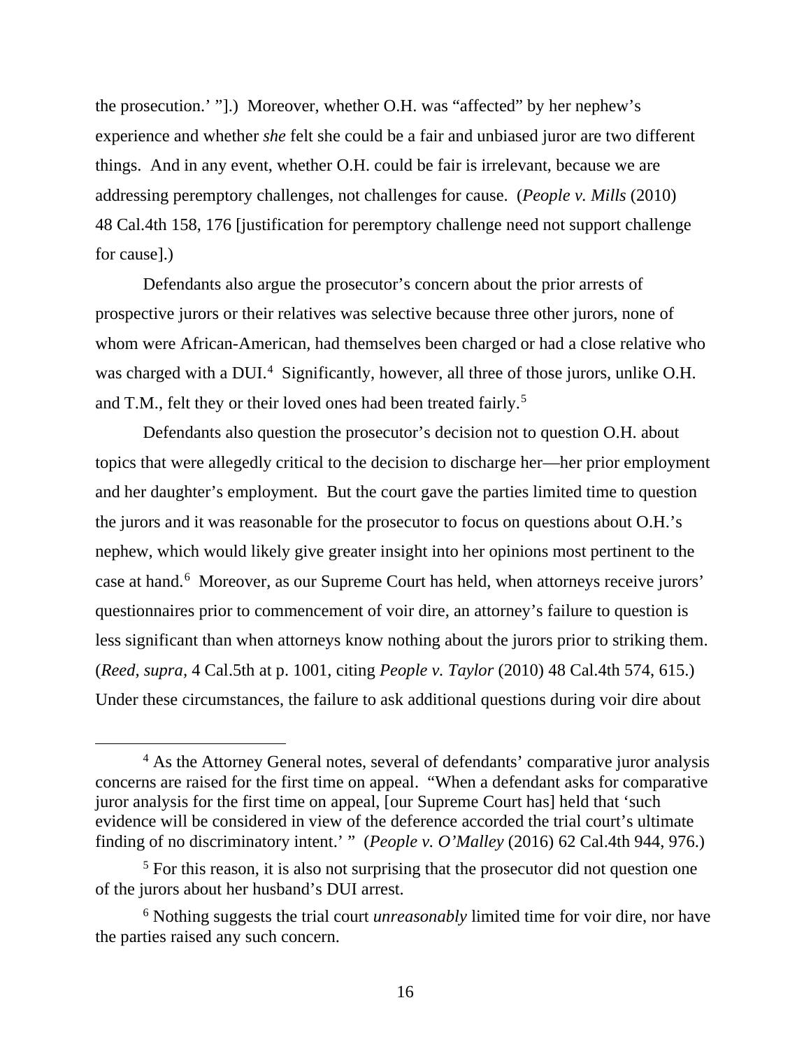the prosecution.' "].) Moreover, whether O.H. was "affected" by her nephew's experience and whether *she* felt she could be a fair and unbiased juror are two different things. And in any event, whether O.H. could be fair is irrelevant, because we are addressing peremptory challenges, not challenges for cause. (*People v. Mills* (2010) 48 Cal.4th 158, 176 [justification for peremptory challenge need not support challenge for cause].)

Defendants also argue the prosecutor's concern about the prior arrests of prospective jurors or their relatives was selective because three other jurors, none of whom were African-American, had themselves been charged or had a close relative who was charged with a DUI.[4] Significantly, however, all three of those jurors, unlike O.H. and T.M., felt they or their loved ones had been treated fairly.[5]

Defendants also question the prosecutor's decision not to question O.H. about topics that were allegedly critical to the decision to discharge her—her prior employment and her daughter's employment. But the court gave the parties limited time to question the jurors and it was reasonable for the prosecutor to focus on questions about O.H.'s nephew, which would likely give greater insight into her opinions most pertinent to the case at hand.[6] Moreover, as our Supreme Court has held, when attorneys receive jurors' questionnaires prior to commencement of voir dire, an attorney's failure to question is less significant than when attorneys know nothing about the jurors prior to striking them. (*Reed, supra,* 4 Cal.5th at p. 1001, citing *People v. Taylor* (2010) 48 Cal.4th 574, 615.) Under these circumstances, the failure to ask additional questions during voir dire about

---

[4] As the Attorney General notes, several of defendants' comparative juror analysis concerns are raised for the first time on appeal. "When a defendant asks for comparative juror analysis for the first time on appeal, [our Supreme Court has] held that 'such evidence will be considered in view of the deference accorded the trial court's ultimate finding of no discriminatory intent.' " (*People v. O'Malley* (2016) 62 Cal.4th 944, 976.)

[5] For this reason, it is also not surprising that the prosecutor did not question one of the jurors about her husband's DUI arrest.

[6] Nothing suggests the trial court *unreasonably* limited time for voir dire, nor have the parties raised any such concern.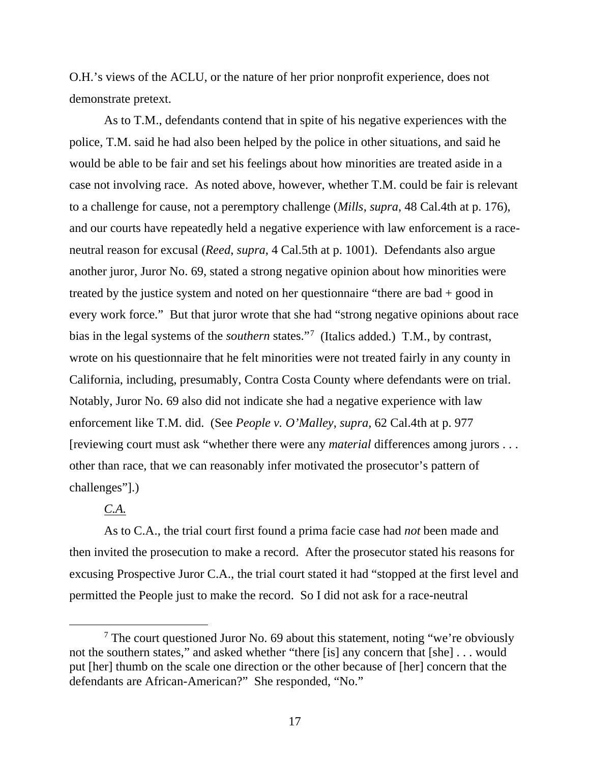O.H.'s views of the ACLU, or the nature of her prior nonprofit experience, does not demonstrate pretext.

As to T.M., defendants contend that in spite of his negative experiences with the police, T.M. said he had also been helped by the police in other situations, and said he would be able to be fair and set his feelings about how minorities are treated aside in a case not involving race. As noted above, however, whether T.M. could be fair is relevant to a challenge for cause, not a peremptory challenge (*Mills*, *supra*, 48 Cal.4th at p. 176), and our courts have repeatedly held a negative experience with law enforcement is a race-neutral reason for excusal (*Reed*, *supra*, 4 Cal.5th at p. 1001). Defendants also argue another juror, Juror No. 69, stated a strong negative opinion about how minorities were treated by the justice system and noted on her questionnaire "there are bad + good in every work force." But that juror wrote that she had "strong negative opinions about race bias in the legal systems of the *southern* states."[7] (Italics added.) T.M., by contrast, wrote on his questionnaire that he felt minorities were not treated fairly in any county in California, including, presumably, Contra Costa County where defendants were on trial. Notably, Juror No. 69 also did not indicate she had a negative experience with law enforcement like T.M. did. (See *People v. O'Malley*, *supra*, 62 Cal.4th at p. 977 [reviewing court must ask "whether there were any *material* differences among jurors . . . other than race, that we can reasonably infer motivated the prosecutor's pattern of challenges"].)

C.A.

As to C.A., the trial court first found a prima facie case had *not* been made and then invited the prosecution to make a record. After the prosecutor stated his reasons for excusing Prospective Juror C.A., the trial court stated it had "stopped at the first level and permitted the People just to make the record. So I did not ask for a race-neutral

---

[7] The court questioned Juror No. 69 about this statement, noting "we're obviously not the southern states," and asked whether "there [is] any concern that [she] . . . would put [her] thumb on the scale one direction or the other because of [her] concern that the defendants are African-American?" She responded, "No."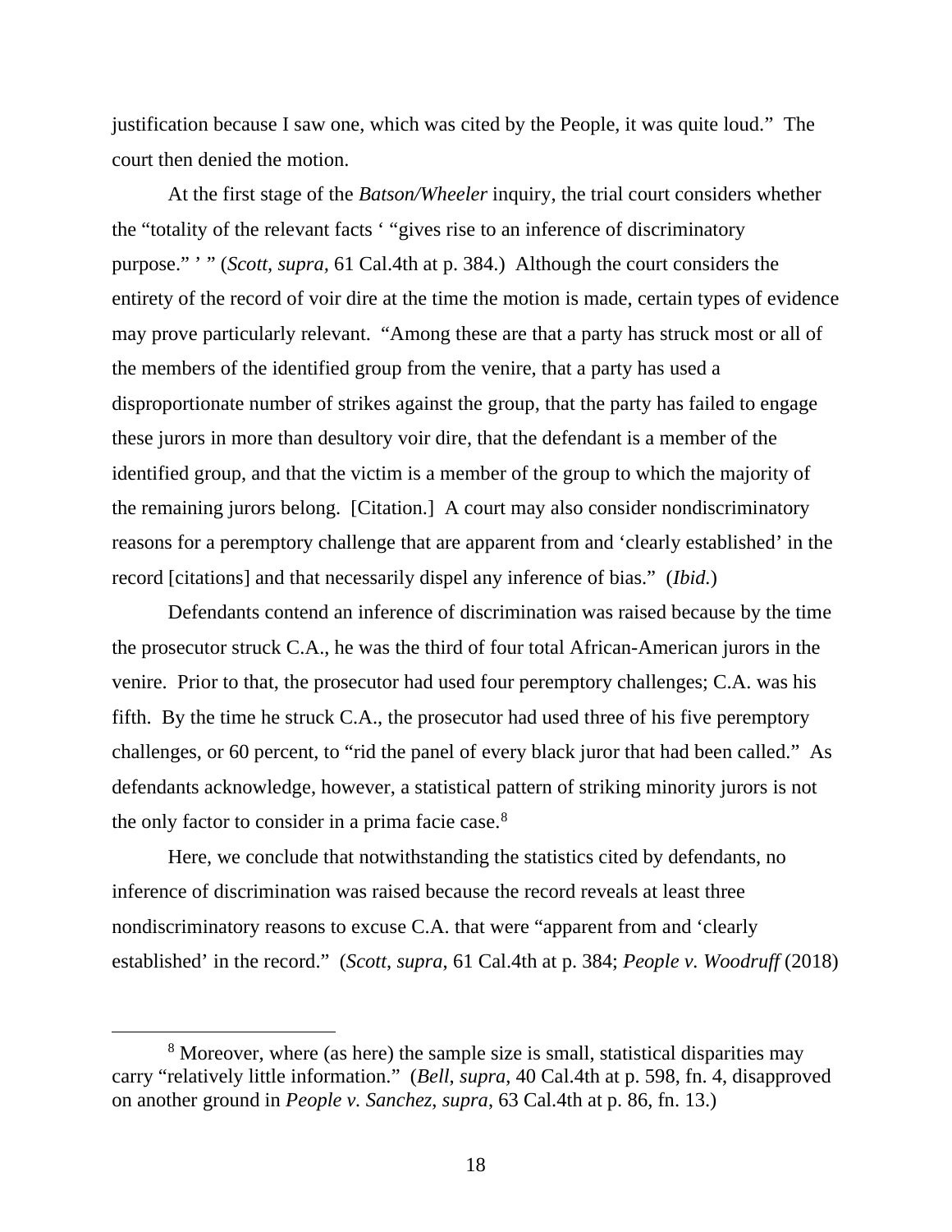justification because I saw one, which was cited by the People, it was quite loud." The court then denied the motion.

At the first stage of the *Batson/Wheeler* inquiry, the trial court considers whether the "totality of the relevant facts ' "gives rise to an inference of discriminatory purpose." ' " (*Scott, supra*, 61 Cal.4th at p. 384.) Although the court considers the entirety of the record of voir dire at the time the motion is made, certain types of evidence may prove particularly relevant. "Among these are that a party has struck most or all of the members of the identified group from the venire, that a party has used a disproportionate number of strikes against the group, that the party has failed to engage these jurors in more than desultory voir dire, that the defendant is a member of the identified group, and that the victim is a member of the group to which the majority of the remaining jurors belong. [Citation.] A court may also consider nondiscriminatory reasons for a peremptory challenge that are apparent from and 'clearly established' in the record [citations] and that necessarily dispel any inference of bias." (*Ibid.*)

Defendants contend an inference of discrimination was raised because by the time the prosecutor struck C.A., he was the third of four total African-American jurors in the venire. Prior to that, the prosecutor had used four peremptory challenges; C.A. was his fifth. By the time he struck C.A., the prosecutor had used three of his five peremptory challenges, or 60 percent, to "rid the panel of every black juror that had been called." As defendants acknowledge, however, a statistical pattern of striking minority jurors is not the only factor to consider in a prima facie case.[8]

Here, we conclude that notwithstanding the statistics cited by defendants, no inference of discrimination was raised because the record reveals at least three nondiscriminatory reasons to excuse C.A. that were "apparent from and 'clearly established' in the record." (*Scott*, *supra*, 61 Cal.4th at p. 384; *People v. Woodruff* (2018)

---

[8] Moreover, where (as here) the sample size is small, statistical disparities may carry "relatively little information." (*Bell*, *supra*, 40 Cal.4th at p. 598, fn. 4, disapproved on another ground in *People v. Sanchez*, *supra*, 63 Cal.4th at p. 86, fn. 13.)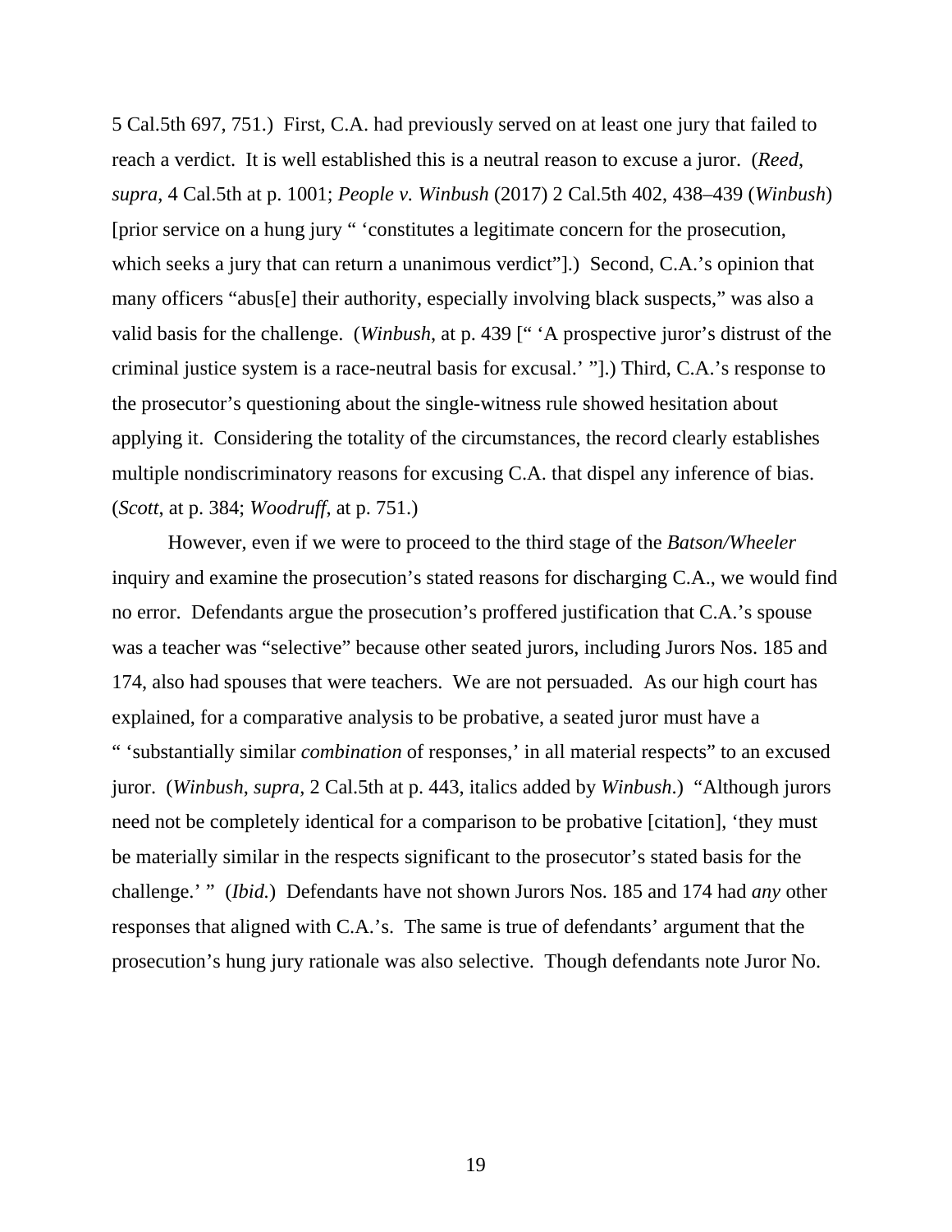5 Cal.5th 697, 751.) First, C.A. had previously served on at least one jury that failed to reach a verdict. It is well established this is a neutral reason to excuse a juror. (*Reed*, *supra*, 4 Cal.5th at p. 1001; *People v. Winbush* (2017) 2 Cal.5th 402, 438–439 (*Winbush*) [prior service on a hung jury " 'constitutes a legitimate concern for the prosecution, which seeks a jury that can return a unanimous verdict"].) Second, C.A.'s opinion that many officers "abus[e] their authority, especially involving black suspects," was also a valid basis for the challenge. (*Winbush*, at p. 439 [" 'A prospective juror's distrust of the criminal justice system is a race-neutral basis for excusal.' "].) Third, C.A.'s response to the prosecutor's questioning about the single-witness rule showed hesitation about applying it. Considering the totality of the circumstances, the record clearly establishes multiple nondiscriminatory reasons for excusing C.A. that dispel any inference of bias. (*Scott,* at p. 384; *Woodruff*, at p. 751.)

However, even if we were to proceed to the third stage of the *Batson/Wheeler* inquiry and examine the prosecution's stated reasons for discharging C.A., we would find no error. Defendants argue the prosecution's proffered justification that C.A.'s spouse was a teacher was "selective" because other seated jurors, including Jurors Nos. 185 and 174, also had spouses that were teachers. We are not persuaded. As our high court has explained, for a comparative analysis to be probative, a seated juror must have a " 'substantially similar *combination* of responses,' in all material respects" to an excused juror. (*Winbush*, *supra*, 2 Cal.5th at p. 443, italics added by *Winbush*.) "Although jurors need not be completely identical for a comparison to be probative [citation], 'they must be materially similar in the respects significant to the prosecutor's stated basis for the challenge.' " (*Ibid.*) Defendants have not shown Jurors Nos. 185 and 174 had *any* other responses that aligned with C.A.'s. The same is true of defendants' argument that the prosecution's hung jury rationale was also selective. Though defendants note Juror No.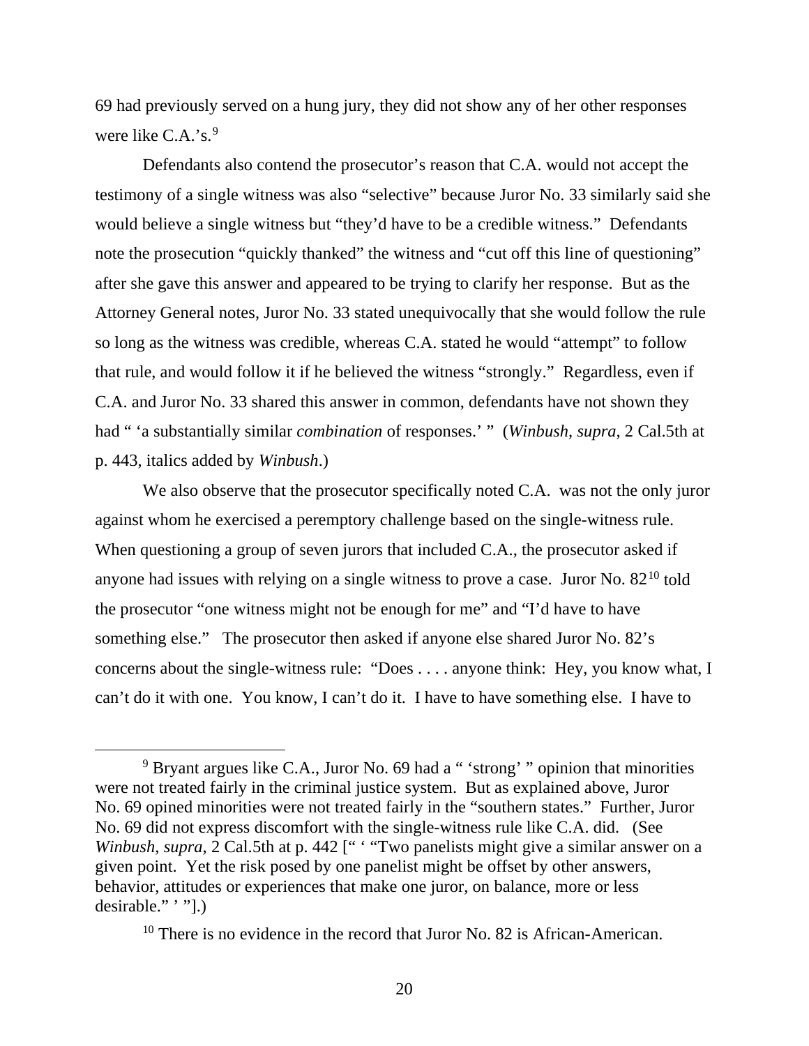69 had previously served on a hung jury, they did not show any of her other responses were like C.A.'s.[9]

Defendants also contend the prosecutor's reason that C.A. would not accept the testimony of a single witness was also "selective" because Juror No. 33 similarly said she would believe a single witness but "they'd have to be a credible witness." Defendants note the prosecution "quickly thanked" the witness and "cut off this line of questioning" after she gave this answer and appeared to be trying to clarify her response. But as the Attorney General notes, Juror No. 33 stated unequivocally that she would follow the rule so long as the witness was credible, whereas C.A. stated he would "attempt" to follow that rule, and would follow it if he believed the witness "strongly." Regardless, even if C.A. and Juror No. 33 shared this answer in common, defendants have not shown they had " 'a substantially similar *combination* of responses.' " (*Winbush, supra*, 2 Cal.5th at p. 443, italics added by *Winbush*.)

We also observe that the prosecutor specifically noted C.A. was not the only juror against whom he exercised a peremptory challenge based on the single-witness rule. When questioning a group of seven jurors that included C.A., the prosecutor asked if anyone had issues with relying on a single witness to prove a case. Juror No. 82[10] told the prosecutor "one witness might not be enough for me" and "I'd have to have something else." The prosecutor then asked if anyone else shared Juror No. 82's concerns about the single-witness rule: "Does . . . . anyone think: Hey, you know what, I can't do it with one. You know, I can't do it. I have to have something else. I have to

---

[9] Bryant argues like C.A., Juror No. 69 had a " 'strong' " opinion that minorities were not treated fairly in the criminal justice system. But as explained above, Juror No. 69 opined minorities were not treated fairly in the "southern states." Further, Juror No. 69 did not express discomfort with the single-witness rule like C.A. did. (See *Winbush*, *supra*, 2 Cal.5th at p. 442 [" ' "Two panelists might give a similar answer on a given point. Yet the risk posed by one panelist might be offset by other answers, behavior, attitudes or experiences that make one juror, on balance, more or less desirable." ' "].)

[10] There is no evidence in the record that Juror No. 82 is African-American.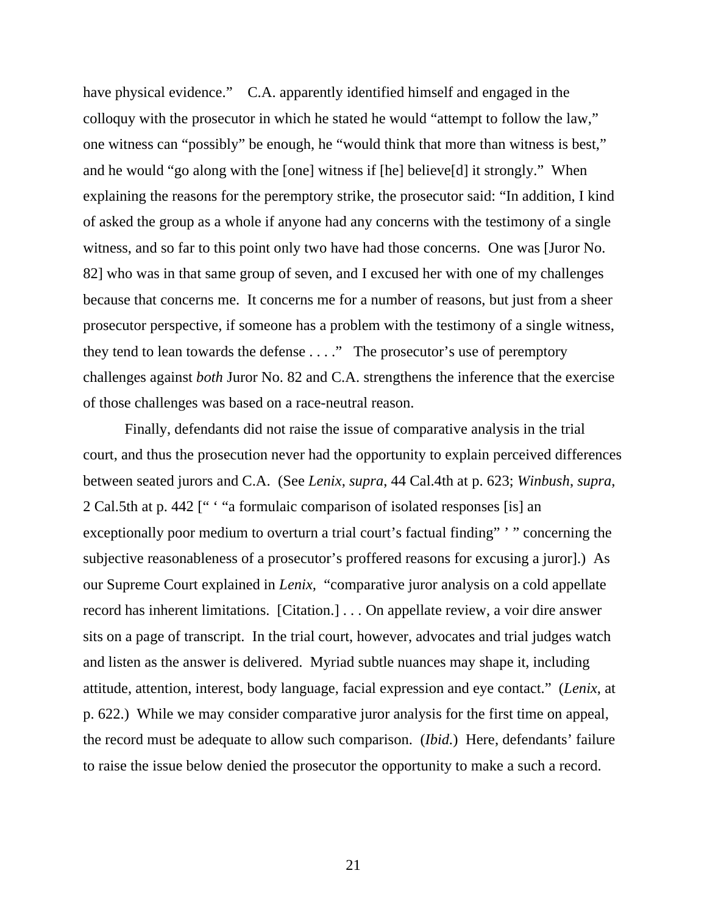have physical evidence." C.A. apparently identified himself and engaged in the colloquy with the prosecutor in which he stated he would "attempt to follow the law," one witness can "possibly" be enough, he "would think that more than witness is best," and he would "go along with the [one] witness if [he] believe[d] it strongly." When explaining the reasons for the peremptory strike, the prosecutor said: "In addition, I kind of asked the group as a whole if anyone had any concerns with the testimony of a single witness, and so far to this point only two have had those concerns. One was [Juror No. 82] who was in that same group of seven, and I excused her with one of my challenges because that concerns me. It concerns me for a number of reasons, but just from a sheer prosecutor perspective, if someone has a problem with the testimony of a single witness, they tend to lean towards the defense . . . ." The prosecutor's use of peremptory challenges against *both* Juror No. 82 and C.A. strengthens the inference that the exercise of those challenges was based on a race-neutral reason.

Finally, defendants did not raise the issue of comparative analysis in the trial court, and thus the prosecution never had the opportunity to explain perceived differences between seated jurors and C.A. (See *Lenix*, *supra*, 44 Cal.4th at p. 623; *Winbush*, *supra*, 2 Cal.5th at p. 442 [" ' "a formulaic comparison of isolated responses [is] an exceptionally poor medium to overturn a trial court's factual finding" ' " concerning the subjective reasonableness of a prosecutor's proffered reasons for excusing a juror].) As our Supreme Court explained in *Lenix,* "comparative juror analysis on a cold appellate record has inherent limitations. [Citation.] . . . On appellate review, a voir dire answer sits on a page of transcript. In the trial court, however, advocates and trial judges watch and listen as the answer is delivered. Myriad subtle nuances may shape it, including attitude, attention, interest, body language, facial expression and eye contact." (*Lenix*, at p. 622.) While we may consider comparative juror analysis for the first time on appeal, the record must be adequate to allow such comparison. (*Ibid.*) Here, defendants' failure to raise the issue below denied the prosecutor the opportunity to make a such a record.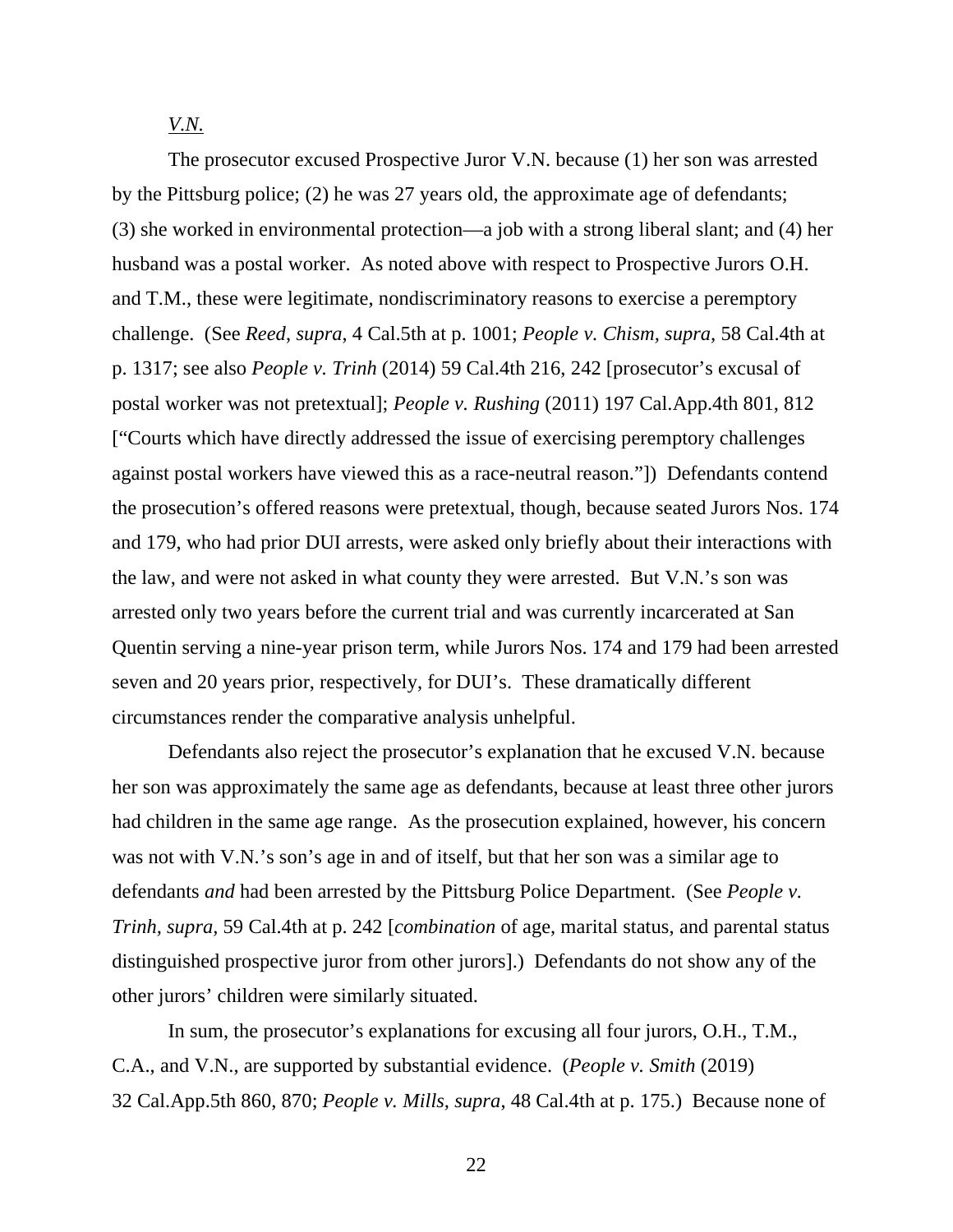*V.N.*

The prosecutor excused Prospective Juror V.N. because (1) her son was arrested by the Pittsburg police; (2) he was 27 years old, the approximate age of defendants; (3) she worked in environmental protection—a job with a strong liberal slant; and (4) her husband was a postal worker. As noted above with respect to Prospective Jurors O.H. and T.M., these were legitimate, nondiscriminatory reasons to exercise a peremptory challenge. (See *Reed*, *supra*, 4 Cal.5th at p. 1001; *People v. Chism*, *supra*, 58 Cal.4th at p. 1317; see also *People v. Trinh* (2014) 59 Cal.4th 216, 242 [prosecutor's excusal of postal worker was not pretextual]; *People v. Rushing* (2011) 197 Cal.App.4th 801, 812 ["Courts which have directly addressed the issue of exercising peremptory challenges against postal workers have viewed this as a race-neutral reason."]) Defendants contend the prosecution's offered reasons were pretextual, though, because seated Jurors Nos. 174 and 179, who had prior DUI arrests, were asked only briefly about their interactions with the law, and were not asked in what county they were arrested. But V.N.'s son was arrested only two years before the current trial and was currently incarcerated at San Quentin serving a nine-year prison term, while Jurors Nos. 174 and 179 had been arrested seven and 20 years prior, respectively, for DUI's. These dramatically different circumstances render the comparative analysis unhelpful.

Defendants also reject the prosecutor's explanation that he excused V.N. because her son was approximately the same age as defendants, because at least three other jurors had children in the same age range. As the prosecution explained, however, his concern was not with V.N.'s son's age in and of itself, but that her son was a similar age to defendants *and* had been arrested by the Pittsburg Police Department. (See *People v. Trinh*, *supra*, 59 Cal.4th at p. 242 [*combination* of age, marital status, and parental status distinguished prospective juror from other jurors].) Defendants do not show any of the other jurors' children were similarly situated.

In sum, the prosecutor's explanations for excusing all four jurors, O.H., T.M., C.A., and V.N., are supported by substantial evidence. (*People v. Smith* (2019) 32 Cal.App.5th 860, 870; *People v. Mills*, *supra*, 48 Cal.4th at p. 175.) Because none of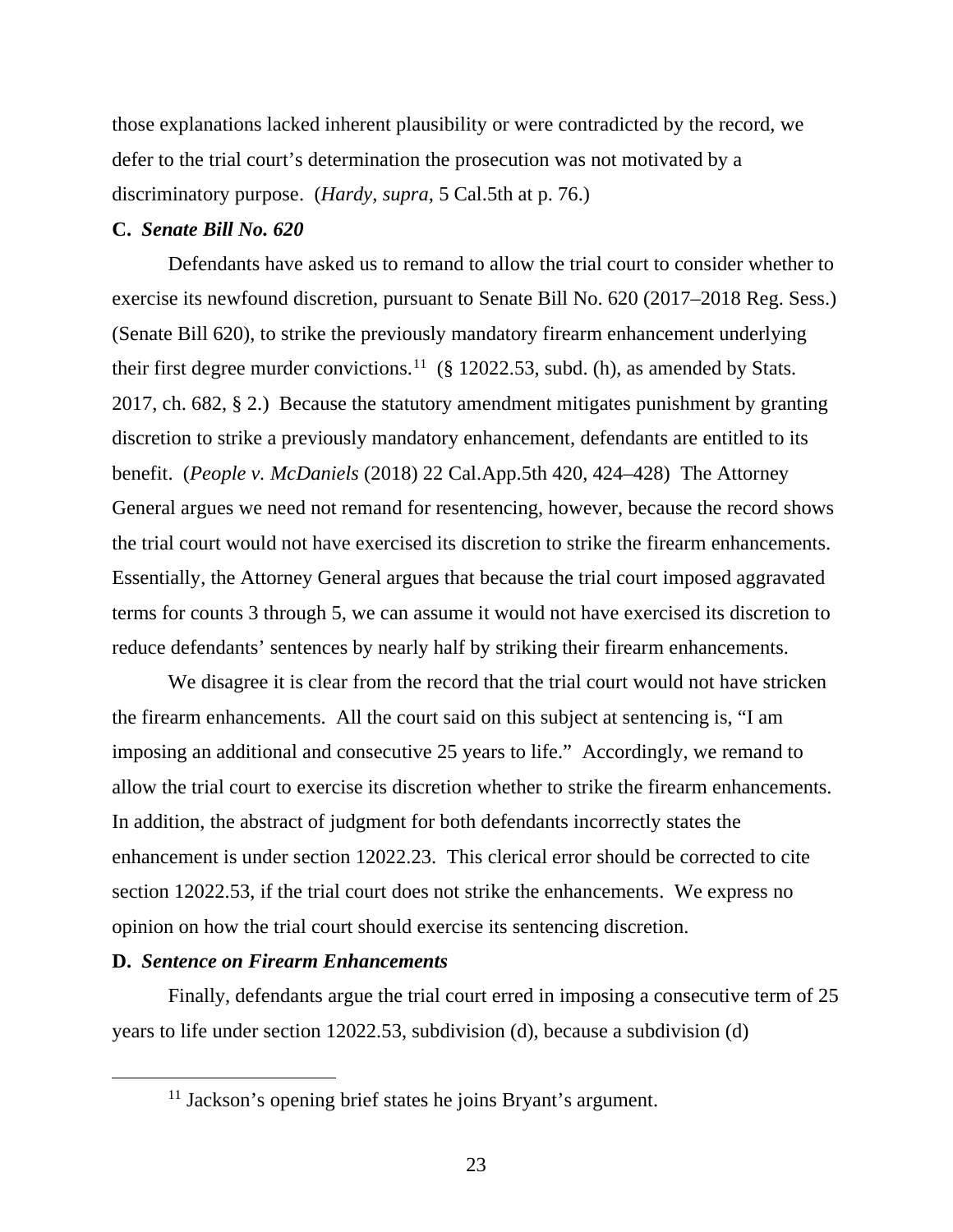those explanations lacked inherent plausibility or were contradicted by the record, we defer to the trial court's determination the prosecution was not motivated by a discriminatory purpose. (*Hardy*, *supra*, 5 Cal.5th at p. 76.)

### C. *Senate Bill No. 620*

Defendants have asked us to remand to allow the trial court to consider whether to exercise its newfound discretion, pursuant to Senate Bill No. 620 (2017–2018 Reg. Sess.) (Senate Bill 620), to strike the previously mandatory firearm enhancement underlying their first degree murder convictions.[11] (§ 12022.53, subd. (h), as amended by Stats. 2017, ch. 682, § 2.) Because the statutory amendment mitigates punishment by granting discretion to strike a previously mandatory enhancement, defendants are entitled to its benefit. (*People v. McDaniels* (2018) 22 Cal.App.5th 420, 424–428) The Attorney General argues we need not remand for resentencing, however, because the record shows the trial court would not have exercised its discretion to strike the firearm enhancements. Essentially, the Attorney General argues that because the trial court imposed aggravated terms for counts 3 through 5, we can assume it would not have exercised its discretion to reduce defendants' sentences by nearly half by striking their firearm enhancements.

We disagree it is clear from the record that the trial court would not have stricken the firearm enhancements. All the court said on this subject at sentencing is, "I am imposing an additional and consecutive 25 years to life." Accordingly, we remand to allow the trial court to exercise its discretion whether to strike the firearm enhancements. In addition, the abstract of judgment for both defendants incorrectly states the enhancement is under section 12022.23. This clerical error should be corrected to cite section 12022.53, if the trial court does not strike the enhancements. We express no opinion on how the trial court should exercise its sentencing discretion.

### D. *Sentence on Firearm Enhancements*

Finally, defendants argue the trial court erred in imposing a consecutive term of 25 years to life under section 12022.53, subdivision (d), because a subdivision (d)

---

[11] Jackson's opening brief states he joins Bryant's argument.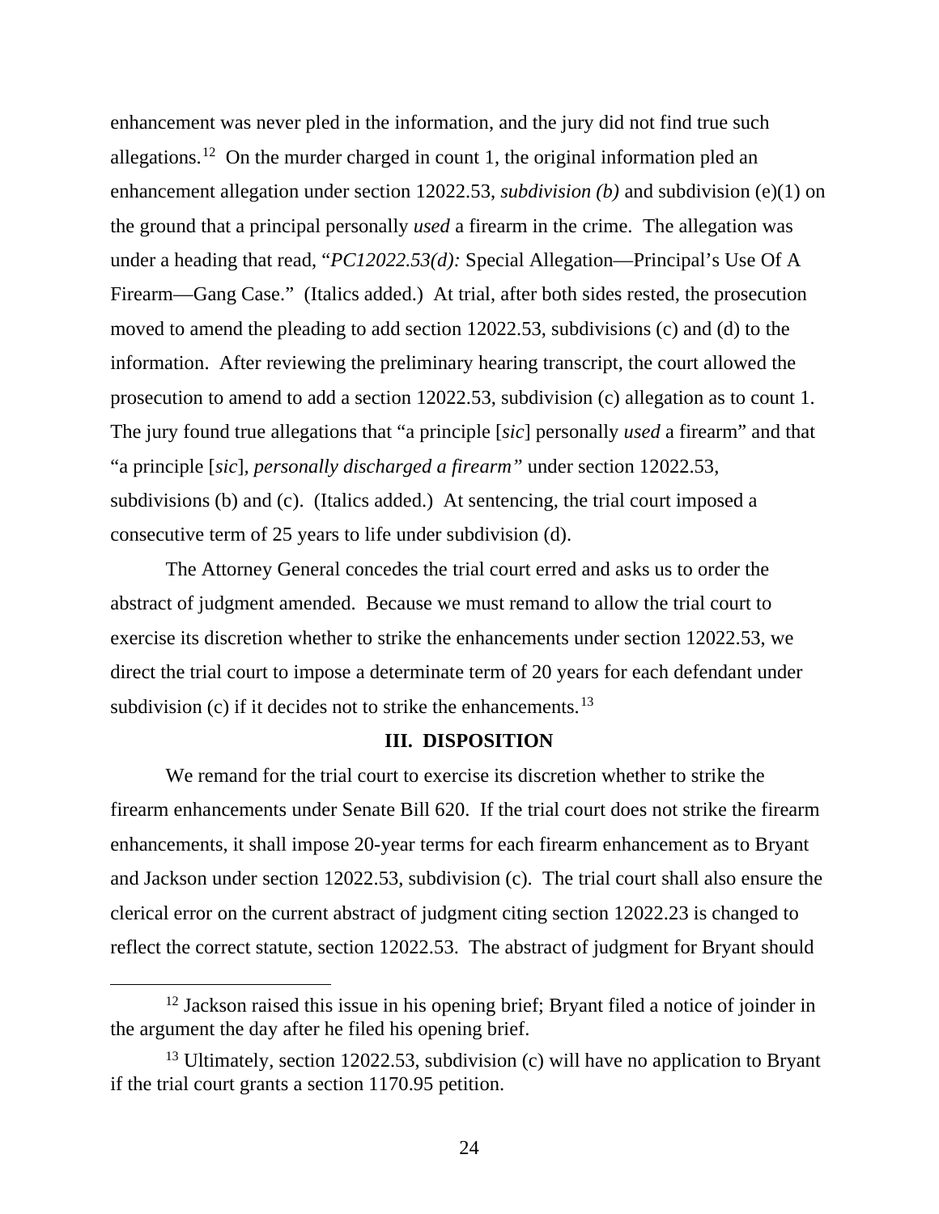enhancement was never pled in the information, and the jury did not find true such allegations.[12] On the murder charged in count 1, the original information pled an enhancement allegation under section 12022.53, *subdivision (b)* and subdivision (e)(1) on the ground that a principal personally *used* a firearm in the crime. The allegation was under a heading that read, "*PC12022.53(d):* Special Allegation—Principal's Use Of A Firearm—Gang Case." (Italics added.) At trial, after both sides rested, the prosecution moved to amend the pleading to add section 12022.53, subdivisions (c) and (d) to the information. After reviewing the preliminary hearing transcript, the court allowed the prosecution to amend to add a section 12022.53, subdivision (c) allegation as to count 1. The jury found true allegations that "a principle [*sic*] personally *used* a firearm" and that "a principle [*sic*], *personally discharged a firearm"* under section 12022.53, subdivisions (b) and (c). (Italics added.) At sentencing, the trial court imposed a consecutive term of 25 years to life under subdivision (d).

The Attorney General concedes the trial court erred and asks us to order the abstract of judgment amended. Because we must remand to allow the trial court to exercise its discretion whether to strike the enhancements under section 12022.53, we direct the trial court to impose a determinate term of 20 years for each defendant under subdivision (c) if it decides not to strike the enhancements.[13]

## III. DISPOSITION

We remand for the trial court to exercise its discretion whether to strike the firearm enhancements under Senate Bill 620. If the trial court does not strike the firearm enhancements, it shall impose 20-year terms for each firearm enhancement as to Bryant and Jackson under section 12022.53, subdivision (c). The trial court shall also ensure the clerical error on the current abstract of judgment citing section 12022.23 is changed to reflect the correct statute, section 12022.53. The abstract of judgment for Bryant should

---

[12] Jackson raised this issue in his opening brief; Bryant filed a notice of joinder in the argument the day after he filed his opening brief.

[13] Ultimately, section 12022.53, subdivision (c) will have no application to Bryant if the trial court grants a section 1170.95 petition.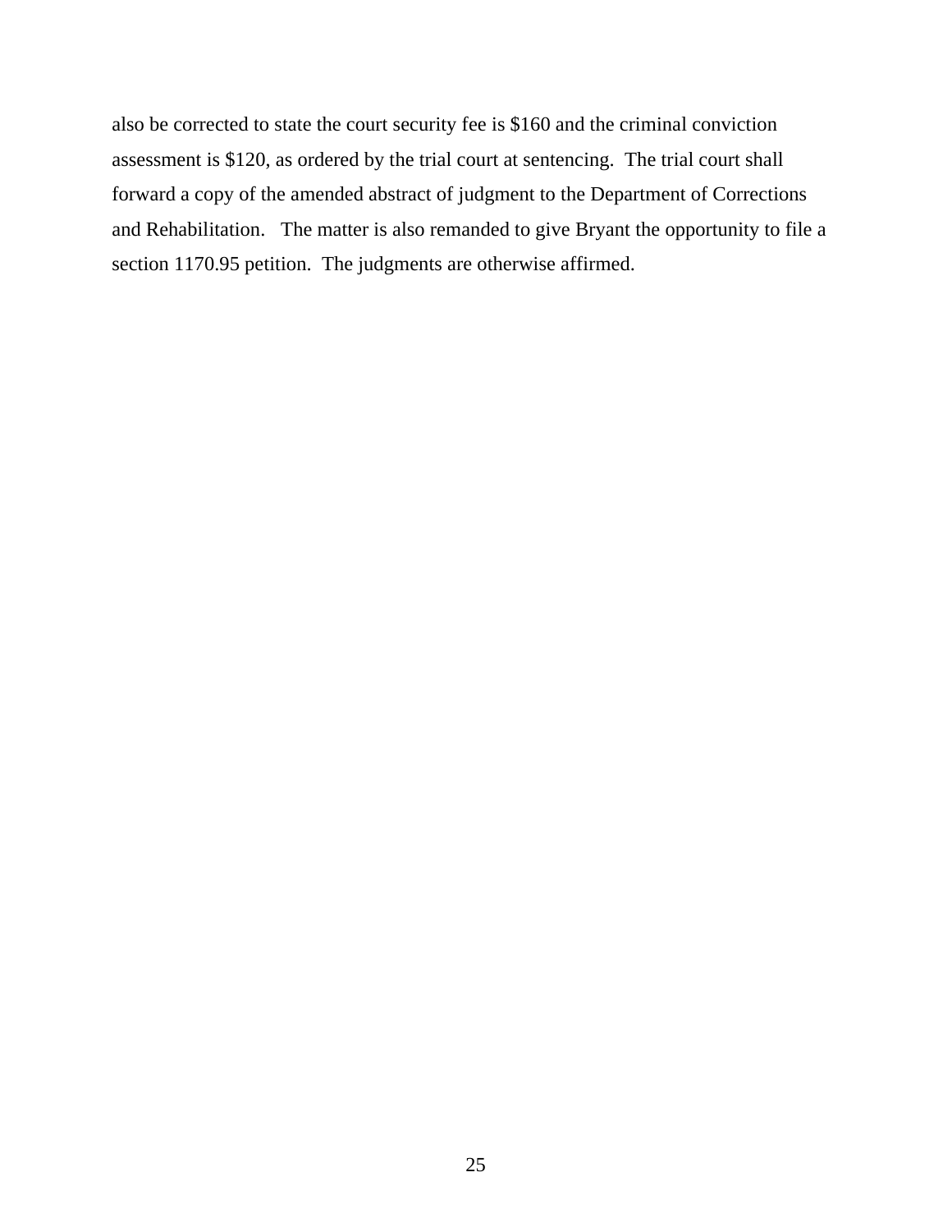also be corrected to state the court security fee is $160 and the criminal conviction assessment is $120, as ordered by the trial court at sentencing. The trial court shall forward a copy of the amended abstract of judgment to the Department of Corrections and Rehabilitation. The matter is also remanded to give Bryant the opportunity to file a section 1170.95 petition. The judgments are otherwise affirmed.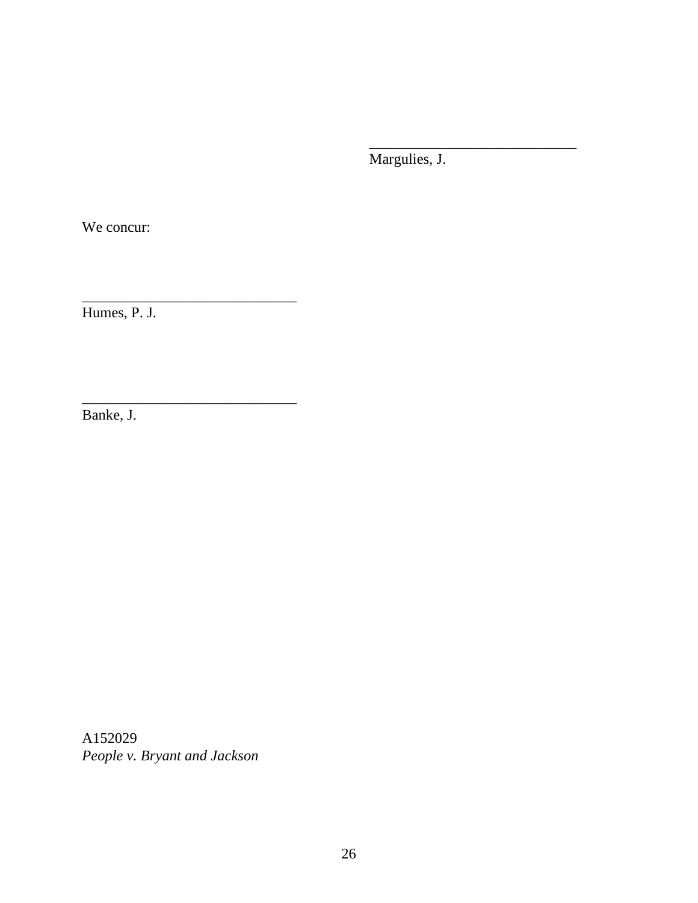_____________________________
Margulies, J.

We concur:

_____________________________
Humes, P. J.

_____________________________
Banke, J.

A152029
*People v. Bryant and Jackson*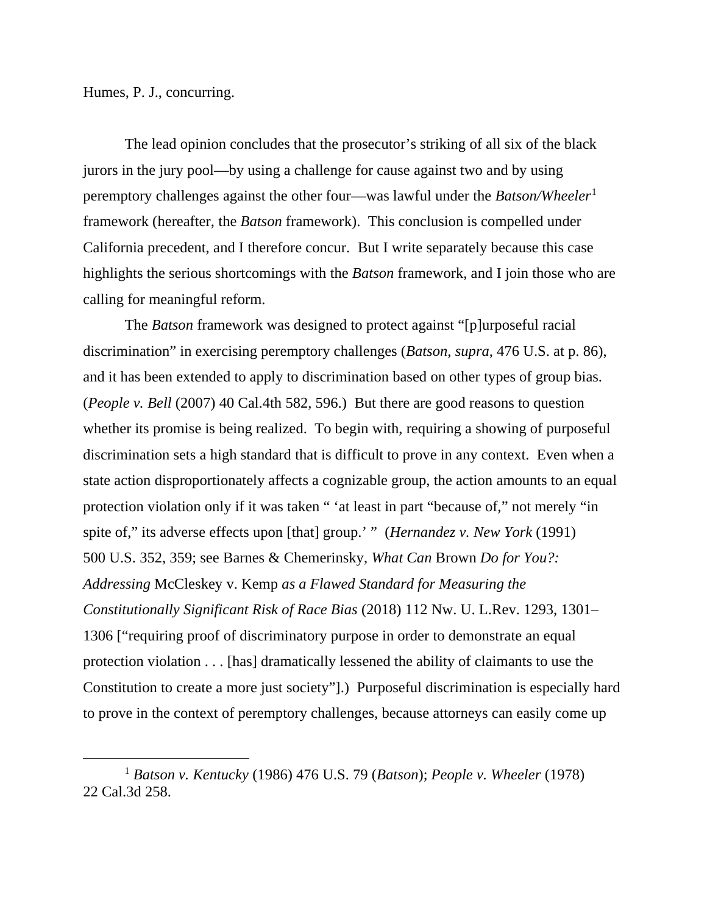Humes, P. J., concurring.

The lead opinion concludes that the prosecutor's striking of all six of the black jurors in the jury pool—by using a challenge for cause against two and by using peremptory challenges against the other four—was lawful under the *Batson/Wheeler*[1] framework (hereafter, the *Batson* framework). This conclusion is compelled under California precedent, and I therefore concur. But I write separately because this case highlights the serious shortcomings with the *Batson* framework, and I join those who are calling for meaningful reform.

The *Batson* framework was designed to protect against "[p]urposeful racial discrimination" in exercising peremptory challenges (*Batson*, *supra*, 476 U.S. at p. 86), and it has been extended to apply to discrimination based on other types of group bias. (*People v. Bell* (2007) 40 Cal.4th 582, 596.) But there are good reasons to question whether its promise is being realized. To begin with, requiring a showing of purposeful discrimination sets a high standard that is difficult to prove in any context. Even when a state action disproportionately affects a cognizable group, the action amounts to an equal protection violation only if it was taken " 'at least in part "because of," not merely "in spite of," its adverse effects upon [that] group.' " (*Hernandez v. New York* (1991) 500 U.S. 352, 359; see Barnes & Chemerinsky, *What Can* Brown *Do for You?: Addressing* McCleskey v. Kemp *as a Flawed Standard for Measuring the Constitutionally Significant Risk of Race Bias* (2018) 112 Nw. U. L.Rev. 1293, 1301–1306 ["requiring proof of discriminatory purpose in order to demonstrate an equal protection violation . . . [has] dramatically lessened the ability of claimants to use the Constitution to create a more just society"].) Purposeful discrimination is especially hard to prove in the context of peremptory challenges, because attorneys can easily come up

[1] *Batson v. Kentucky* (1986) 476 U.S. 79 (*Batson*); *People v. Wheeler* (1978) 22 Cal.3d 258.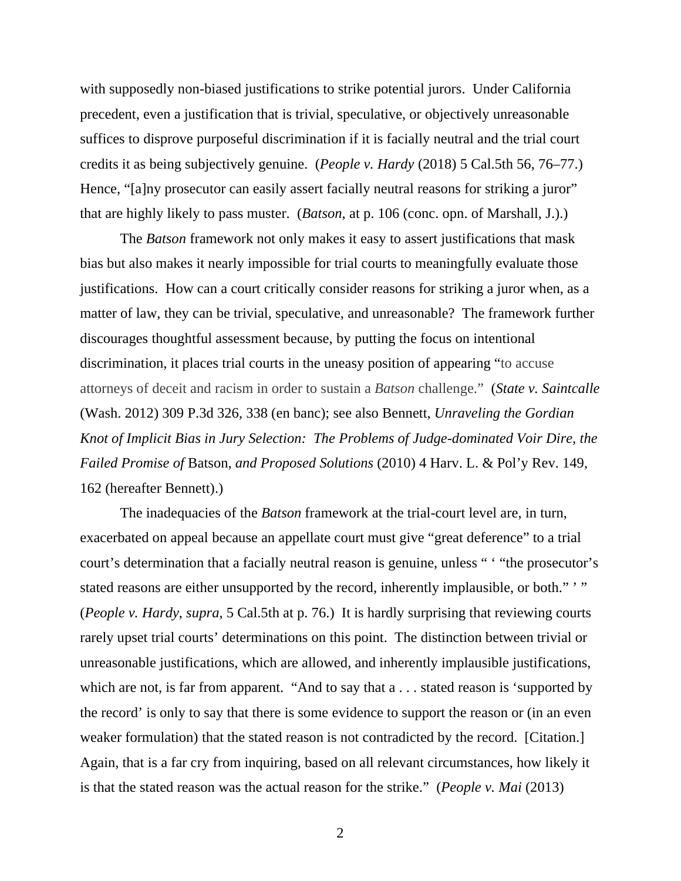with supposedly non-biased justifications to strike potential jurors. Under California precedent, even a justification that is trivial, speculative, or objectively unreasonable suffices to disprove purposeful discrimination if it is facially neutral and the trial court credits it as being subjectively genuine. (*People v. Hardy* (2018) 5 Cal.5th 56, 76–77.) Hence, "[a]ny prosecutor can easily assert facially neutral reasons for striking a juror" that are highly likely to pass muster. (*Batson*, at p. 106 (conc. opn. of Marshall, J.).)

The *Batson* framework not only makes it easy to assert justifications that mask bias but also makes it nearly impossible for trial courts to meaningfully evaluate those justifications. How can a court critically consider reasons for striking a juror when, as a matter of law, they can be trivial, speculative, and unreasonable? The framework further discourages thoughtful assessment because, by putting the focus on intentional discrimination, it places trial courts in the uneasy position of appearing "to accuse attorneys of deceit and racism in order to sustain a *Batson* challenge." (*State v. Saintcalle* (Wash. 2012) 309 P.3d 326, 338 (en banc); see also Bennett, *Unraveling the Gordian Knot of Implicit Bias in Jury Selection: The Problems of Judge-dominated Voir Dire, the Failed Promise of* Batson*, and Proposed Solutions* (2010) 4 Harv. L. & Pol'y Rev. 149, 162 (hereafter Bennett).)

The inadequacies of the *Batson* framework at the trial-court level are, in turn, exacerbated on appeal because an appellate court must give "great deference" to a trial court's determination that a facially neutral reason is genuine, unless " ' "the prosecutor's stated reasons are either unsupported by the record, inherently implausible, or both." ' " (*People v. Hardy*, *supra*, 5 Cal.5th at p. 76.) It is hardly surprising that reviewing courts rarely upset trial courts' determinations on this point. The distinction between trivial or unreasonable justifications, which are allowed, and inherently implausible justifications, which are not, is far from apparent. "And to say that a . . . stated reason is 'supported by the record' is only to say that there is some evidence to support the reason or (in an even weaker formulation) that the stated reason is not contradicted by the record. [Citation.] Again, that is a far cry from inquiring, based on all relevant circumstances, how likely it is that the stated reason was the actual reason for the strike." (*People v. Mai* (2013)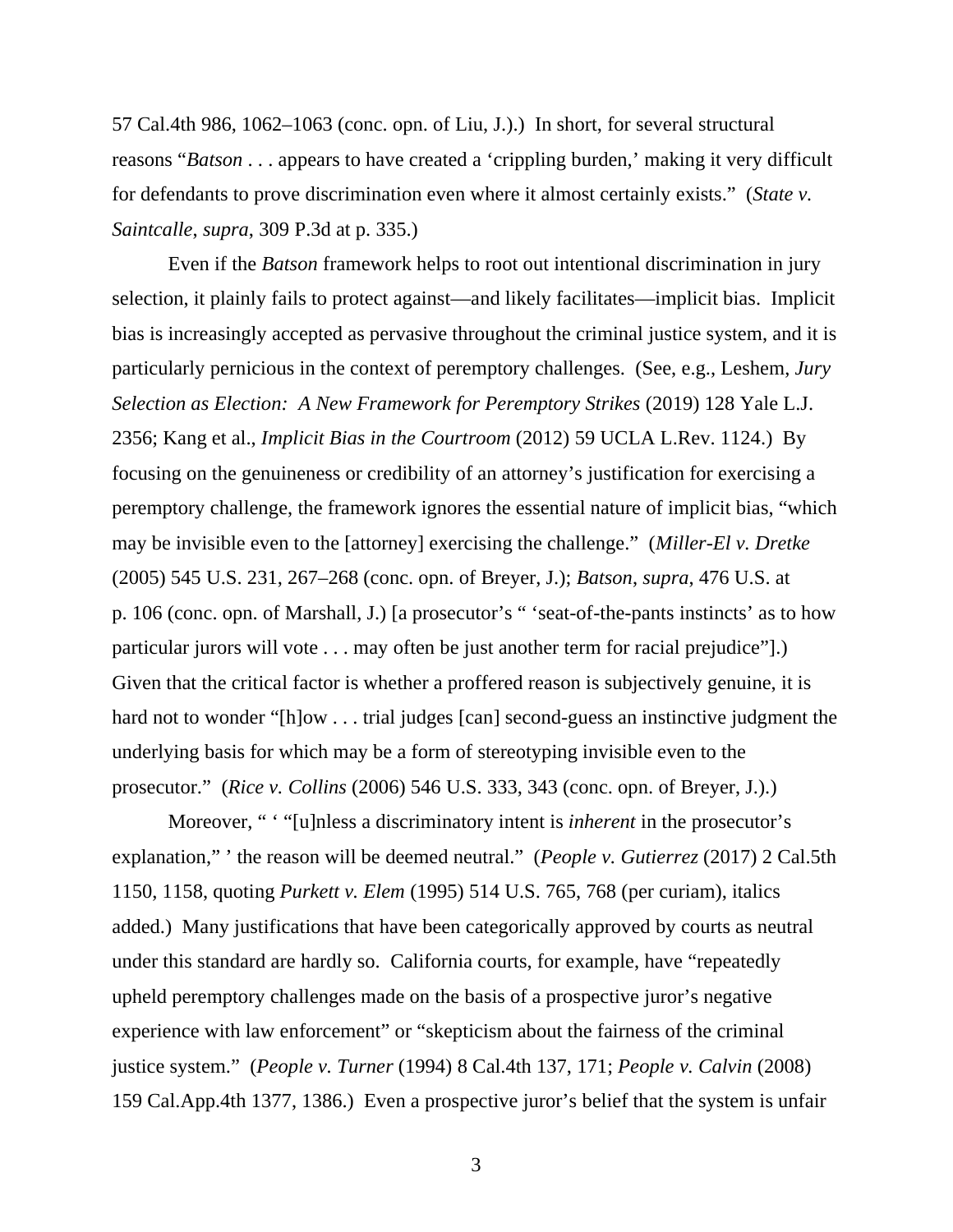57 Cal.4th 986, 1062–1063 (conc. opn. of Liu, J.).) In short, for several structural reasons "*Batson* . . . appears to have created a 'crippling burden,' making it very difficult for defendants to prove discrimination even where it almost certainly exists." (*State v. Saintcalle*, *supra*, 309 P.3d at p. 335.)

Even if the *Batson* framework helps to root out intentional discrimination in jury selection, it plainly fails to protect against—and likely facilitates—implicit bias. Implicit bias is increasingly accepted as pervasive throughout the criminal justice system, and it is particularly pernicious in the context of peremptory challenges. (See, e.g., Leshem, *Jury Selection as Election: A New Framework for Peremptory Strikes* (2019) 128 Yale L.J. 2356; Kang et al., *Implicit Bias in the Courtroom* (2012) 59 UCLA L.Rev. 1124.) By focusing on the genuineness or credibility of an attorney's justification for exercising a peremptory challenge, the framework ignores the essential nature of implicit bias, "which may be invisible even to the [attorney] exercising the challenge." (*Miller-El v. Dretke* (2005) 545 U.S. 231, 267–268 (conc. opn. of Breyer, J.); *Batson*, *supra*, 476 U.S. at p. 106 (conc. opn. of Marshall, J.) [a prosecutor's " 'seat-of-the-pants instincts' as to how particular jurors will vote . . . may often be just another term for racial prejudice"].) Given that the critical factor is whether a proffered reason is subjectively genuine, it is hard not to wonder "[h]ow . . . trial judges [can] second-guess an instinctive judgment the underlying basis for which may be a form of stereotyping invisible even to the prosecutor." (*Rice v. Collins* (2006) 546 U.S. 333, 343 (conc. opn. of Breyer, J.).)

Moreover, " ' "[u]nless a discriminatory intent is *inherent* in the prosecutor's explanation," ' the reason will be deemed neutral." (*People v. Gutierrez* (2017) 2 Cal.5th 1150, 1158, quoting *Purkett v. Elem* (1995) 514 U.S. 765, 768 (per curiam), italics added.) Many justifications that have been categorically approved by courts as neutral under this standard are hardly so. California courts, for example, have "repeatedly upheld peremptory challenges made on the basis of a prospective juror's negative experience with law enforcement" or "skepticism about the fairness of the criminal justice system." (*People v. Turner* (1994) 8 Cal.4th 137, 171; *People v. Calvin* (2008) 159 Cal.App.4th 1377, 1386.) Even a prospective juror's belief that the system is unfair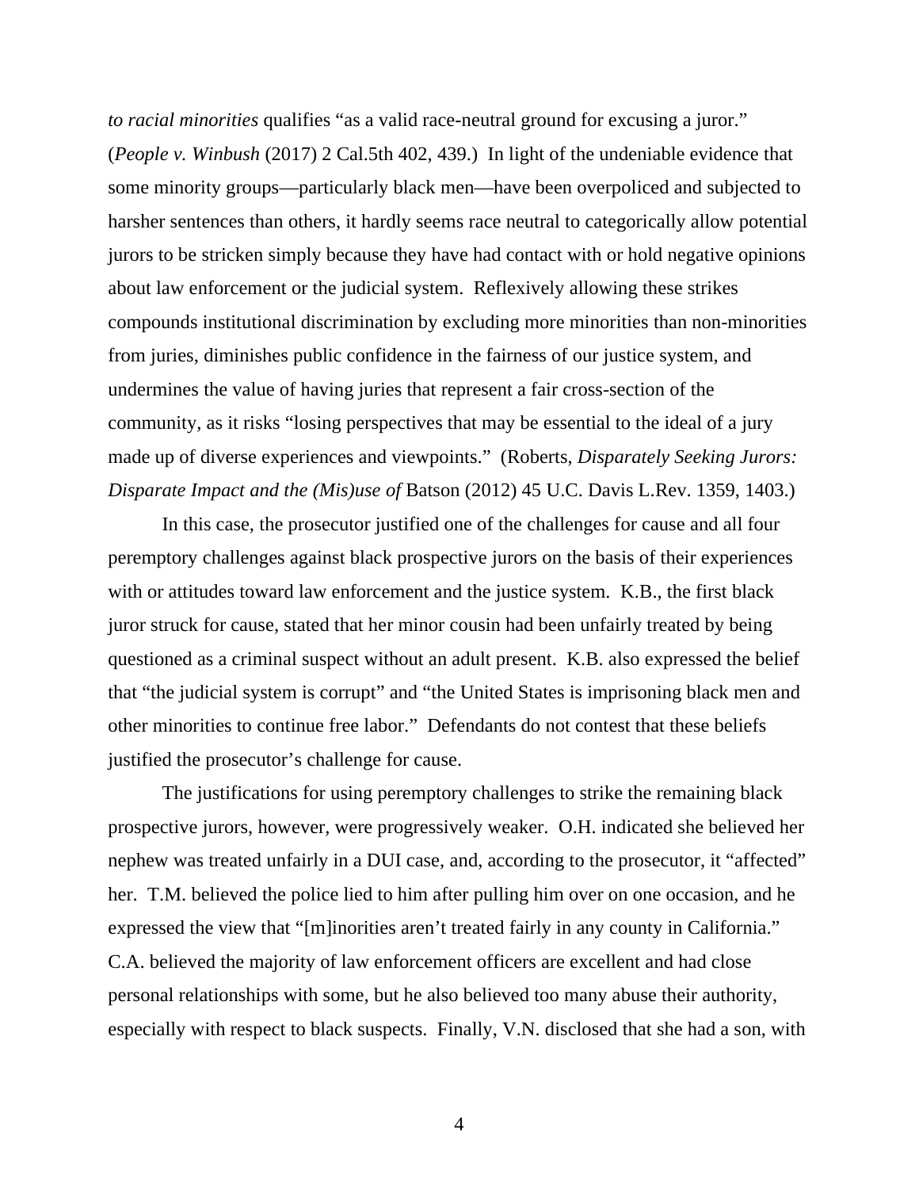*to racial minorities* qualifies "as a valid race-neutral ground for excusing a juror." (*People v. Winbush* (2017) 2 Cal.5th 402, 439.) In light of the undeniable evidence that some minority groups—particularly black men—have been overpoliced and subjected to harsher sentences than others, it hardly seems race neutral to categorically allow potential jurors to be stricken simply because they have had contact with or hold negative opinions about law enforcement or the judicial system. Reflexively allowing these strikes compounds institutional discrimination by excluding more minorities than non-minorities from juries, diminishes public confidence in the fairness of our justice system, and undermines the value of having juries that represent a fair cross-section of the community, as it risks "losing perspectives that may be essential to the ideal of a jury made up of diverse experiences and viewpoints." (Roberts, *Disparately Seeking Jurors: Disparate Impact and the (Mis)use of* Batson (2012) 45 U.C. Davis L.Rev. 1359, 1403.)

In this case, the prosecutor justified one of the challenges for cause and all four peremptory challenges against black prospective jurors on the basis of their experiences with or attitudes toward law enforcement and the justice system. K.B., the first black juror struck for cause, stated that her minor cousin had been unfairly treated by being questioned as a criminal suspect without an adult present. K.B. also expressed the belief that "the judicial system is corrupt" and "the United States is imprisoning black men and other minorities to continue free labor." Defendants do not contest that these beliefs justified the prosecutor's challenge for cause.

The justifications for using peremptory challenges to strike the remaining black prospective jurors, however, were progressively weaker. O.H. indicated she believed her nephew was treated unfairly in a DUI case, and, according to the prosecutor, it "affected" her. T.M. believed the police lied to him after pulling him over on one occasion, and he expressed the view that "[m]inorities aren't treated fairly in any county in California." C.A. believed the majority of law enforcement officers are excellent and had close personal relationships with some, but he also believed too many abuse their authority, especially with respect to black suspects. Finally, V.N. disclosed that she had a son, with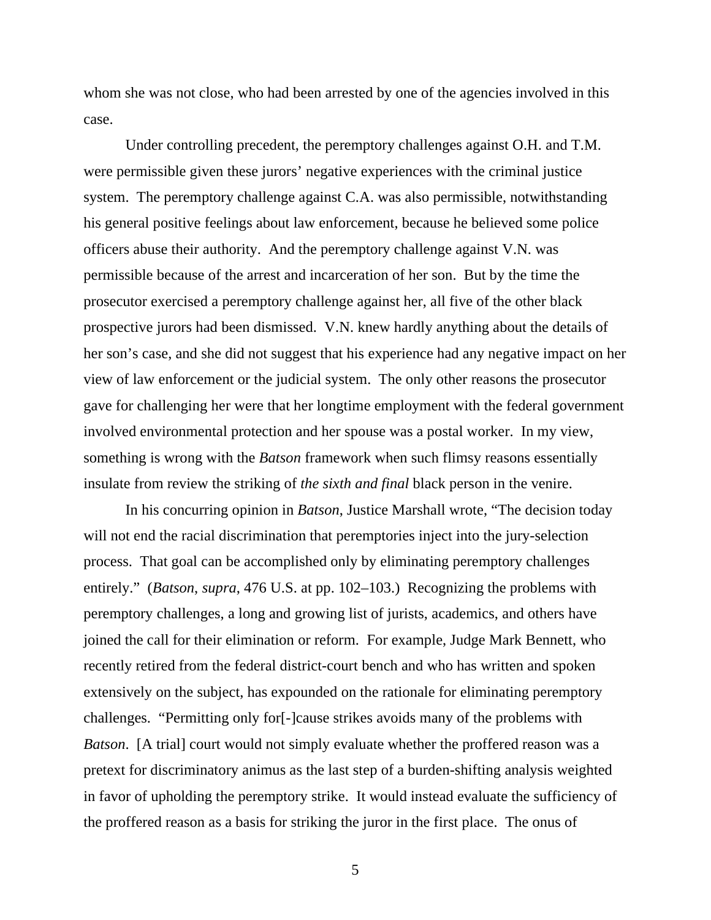whom she was not close, who had been arrested by one of the agencies involved in this case.

Under controlling precedent, the peremptory challenges against O.H. and T.M. were permissible given these jurors' negative experiences with the criminal justice system. The peremptory challenge against C.A. was also permissible, notwithstanding his general positive feelings about law enforcement, because he believed some police officers abuse their authority. And the peremptory challenge against V.N. was permissible because of the arrest and incarceration of her son. But by the time the prosecutor exercised a peremptory challenge against her, all five of the other black prospective jurors had been dismissed. V.N. knew hardly anything about the details of her son's case, and she did not suggest that his experience had any negative impact on her view of law enforcement or the judicial system. The only other reasons the prosecutor gave for challenging her were that her longtime employment with the federal government involved environmental protection and her spouse was a postal worker. In my view, something is wrong with the *Batson* framework when such flimsy reasons essentially insulate from review the striking of *the sixth and final* black person in the venire.

In his concurring opinion in *Batson*, Justice Marshall wrote, "The decision today will not end the racial discrimination that peremptories inject into the jury-selection process. That goal can be accomplished only by eliminating peremptory challenges entirely." (*Batson*, *supra*, 476 U.S. at pp. 102–103.) Recognizing the problems with peremptory challenges, a long and growing list of jurists, academics, and others have joined the call for their elimination or reform. For example, Judge Mark Bennett, who recently retired from the federal district-court bench and who has written and spoken extensively on the subject, has expounded on the rationale for eliminating peremptory challenges. "Permitting only for[-]cause strikes avoids many of the problems with *Batson*. [A trial] court would not simply evaluate whether the proffered reason was a pretext for discriminatory animus as the last step of a burden-shifting analysis weighted in favor of upholding the peremptory strike. It would instead evaluate the sufficiency of the proffered reason as a basis for striking the juror in the first place. The onus of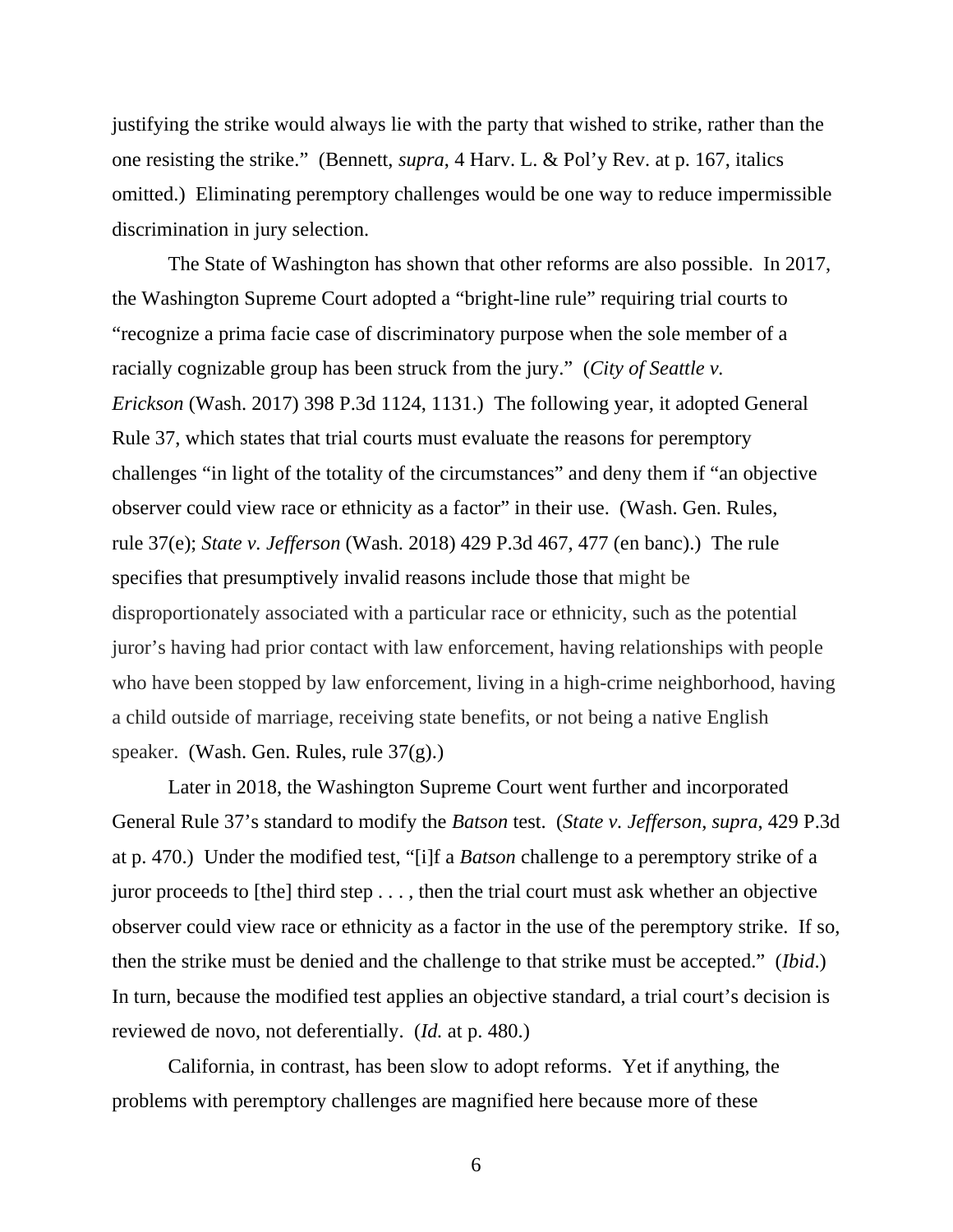justifying the strike would always lie with the party that wished to strike, rather than the one resisting the strike." (Bennett, *supra*, 4 Harv. L. & Pol'y Rev. at p. 167, italics omitted.) Eliminating peremptory challenges would be one way to reduce impermissible discrimination in jury selection.

The State of Washington has shown that other reforms are also possible. In 2017, the Washington Supreme Court adopted a "bright-line rule" requiring trial courts to "recognize a prima facie case of discriminatory purpose when the sole member of a racially cognizable group has been struck from the jury." (*City of Seattle v. Erickson* (Wash. 2017) 398 P.3d 1124, 1131.) The following year, it adopted General Rule 37, which states that trial courts must evaluate the reasons for peremptory challenges "in light of the totality of the circumstances" and deny them if "an objective observer could view race or ethnicity as a factor" in their use. (Wash. Gen. Rules, rule 37(e); *State v. Jefferson* (Wash. 2018) 429 P.3d 467, 477 (en banc).) The rule specifies that presumptively invalid reasons include those that might be disproportionately associated with a particular race or ethnicity, such as the potential juror's having had prior contact with law enforcement, having relationships with people who have been stopped by law enforcement, living in a high-crime neighborhood, having a child outside of marriage, receiving state benefits, or not being a native English speaker. (Wash. Gen. Rules, rule 37(g).)

Later in 2018, the Washington Supreme Court went further and incorporated General Rule 37's standard to modify the *Batson* test. (*State v. Jefferson*, *supra*, 429 P.3d at p. 470.) Under the modified test, "[i]f a *Batson* challenge to a peremptory strike of a juror proceeds to [the] third step . . . , then the trial court must ask whether an objective observer could view race or ethnicity as a factor in the use of the peremptory strike. If so, then the strike must be denied and the challenge to that strike must be accepted." (*Ibid*.) In turn, because the modified test applies an objective standard, a trial court's decision is reviewed de novo, not deferentially. (*Id.* at p. 480.)

California, in contrast, has been slow to adopt reforms. Yet if anything, the problems with peremptory challenges are magnified here because more of these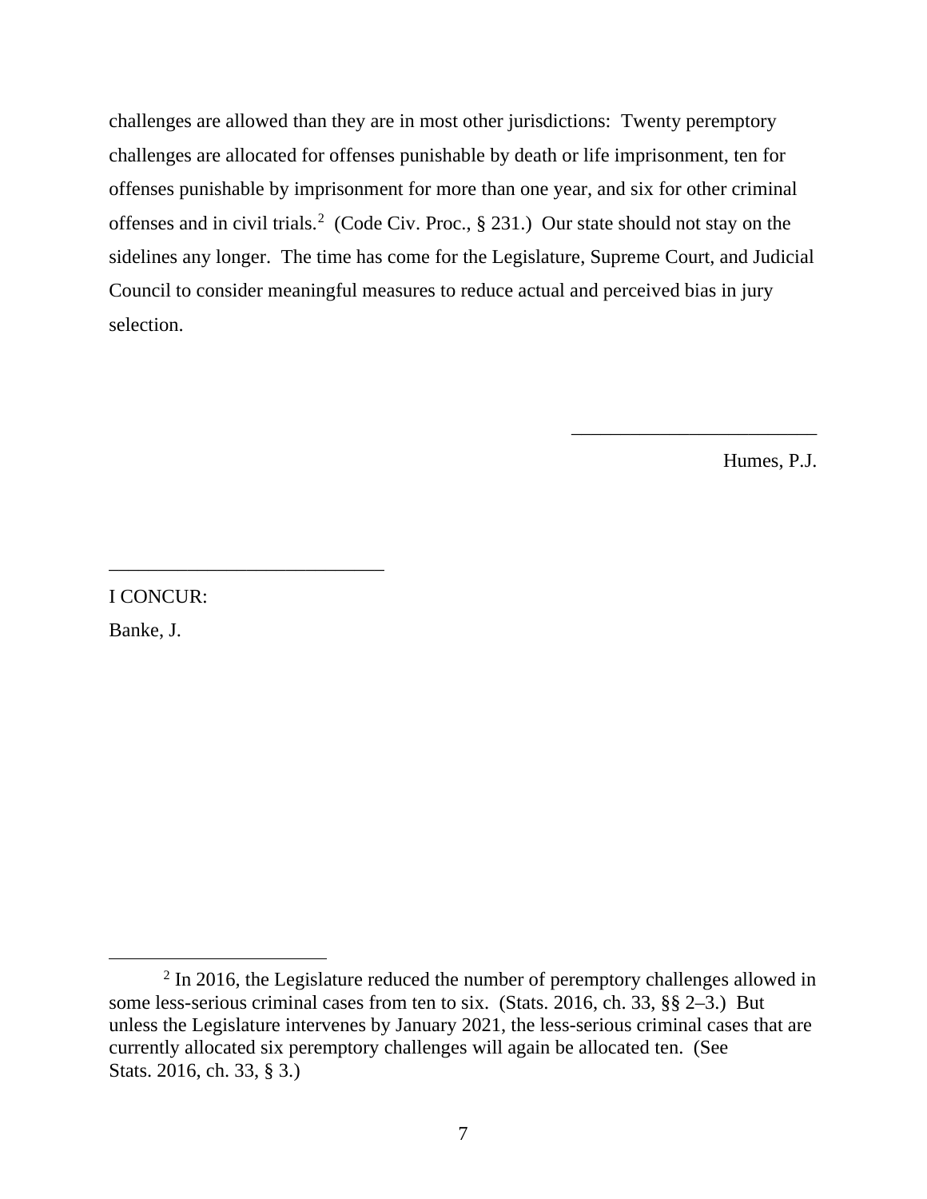challenges are allowed than they are in most other jurisdictions: Twenty peremptory challenges are allocated for offenses punishable by death or life imprisonment, ten for offenses punishable by imprisonment for more than one year, and six for other criminal offenses and in civil trials.[2] (Code Civ. Proc., § 231.) Our state should not stay on the sidelines any longer. The time has come for the Legislature, Supreme Court, and Judicial Council to consider meaningful measures to reduce actual and perceived bias in jury selection.

_________________________

Humes, P.J.

_________________________

I CONCUR:

Banke, J.

---

[2] In 2016, the Legislature reduced the number of peremptory challenges allowed in some less-serious criminal cases from ten to six. (Stats. 2016, ch. 33, §§ 2–3.) But unless the Legislature intervenes by January 2021, the less-serious criminal cases that are currently allocated six peremptory challenges will again be allocated ten. (See Stats. 2016, ch. 33, § 3.)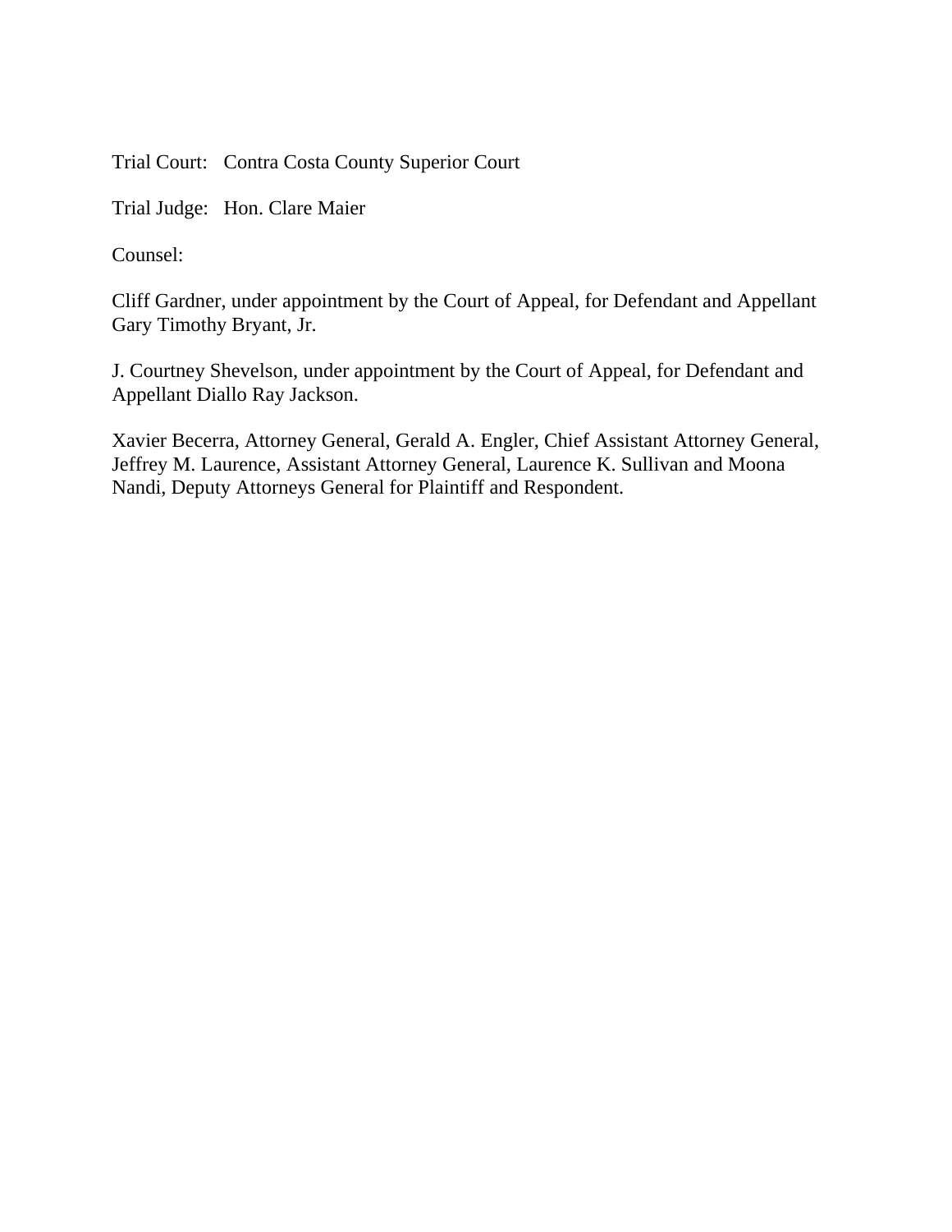Trial Court: Contra Costa County Superior Court

Trial Judge: Hon. Clare Maier

Counsel:

Cliff Gardner, under appointment by the Court of Appeal, for Defendant and Appellant Gary Timothy Bryant, Jr.

J. Courtney Shevelson, under appointment by the Court of Appeal, for Defendant and Appellant Diallo Ray Jackson.

Xavier Becerra, Attorney General, Gerald A. Engler, Chief Assistant Attorney General, Jeffrey M. Laurence, Assistant Attorney General, Laurence K. Sullivan and Moona Nandi, Deputy Attorneys General for Plaintiff and Respondent.